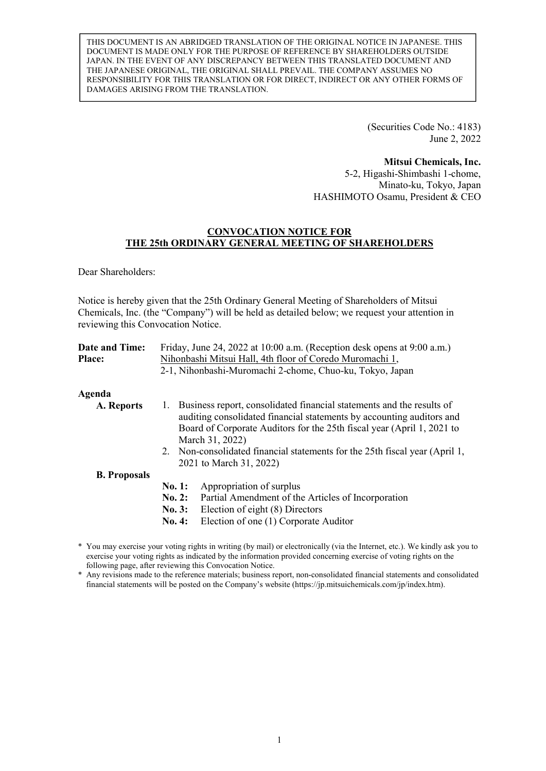THIS DOCUMENT IS AN ABRIDGED TRANSLATION OF THE ORIGINAL NOTICE IN JAPANESE. THIS DOCUMENT IS MADE ONLY FOR THE PURPOSE OF REFERENCE BY SHAREHOLDERS OUTSIDE JAPAN. IN THE EVENT OF ANY DISCREPANCY BETWEEN THIS TRANSLATED DOCUMENT AND THE JAPANESE ORIGINAL, THE ORIGINAL SHALL PREVAIL. THE COMPANY ASSUMES NO RESPONSIBILITY FOR THIS TRANSLATION OR FOR DIRECT, INDIRECT OR ANY OTHER FORMS OF DAMAGES ARISING FROM THE TRANSLATION.

(Securities Code No.: 4183)
June 2, 2022

**Mitsui Chemicals, Inc.**
5-2, Higashi-Shimbashi 1-chome,
Minato-ku, Tokyo, Japan
HASHIMOTO Osamu, President & CEO

# CONVOCATION NOTICE FOR THE 25th ORDINARY GENERAL MEETING OF SHAREHOLDERS

Dear Shareholders:

Notice is hereby given that the 25th Ordinary General Meeting of Shareholders of Mitsui Chemicals, Inc. (the "Company") will be held as detailed below; we request your attention in reviewing this Convocation Notice.

**Date and Time:** Friday, June 24, 2022 at 10:00 a.m. (Reception desk opens at 9:00 a.m.)
**Place:** Nihonbashi Mitsui Hall, 4th floor of Coredo Muromachi 1,
2-1, Nihonbashi-Muromachi 2-chome, Chuo-ku, Tokyo, Japan

**Agenda**

**A. Reports**

1. Business report, consolidated financial statements and the results of auditing consolidated financial statements by accounting auditors and Board of Corporate Auditors for the 25th fiscal year (April 1, 2021 to March 31, 2022)
2. Non-consolidated financial statements for the 25th fiscal year (April 1, 2021 to March 31, 2022)

**B. Proposals**

**No. 1:** Appropriation of surplus
**No. 2:** Partial Amendment of the Articles of Incorporation
**No. 3:** Election of eight (8) Directors
**No. 4:** Election of one (1) Corporate Auditor

* You may exercise your voting rights in writing (by mail) or electronically (via the Internet, etc.). We kindly ask you to exercise your voting rights as indicated by the information provided concerning exercise of voting rights on the following page, after reviewing this Convocation Notice.
* Any revisions made to the reference materials; business report, non-consolidated financial statements and consolidated financial statements will be posted on the Company's website (https://jp.mitsuichemicals.com/jp/index.htm).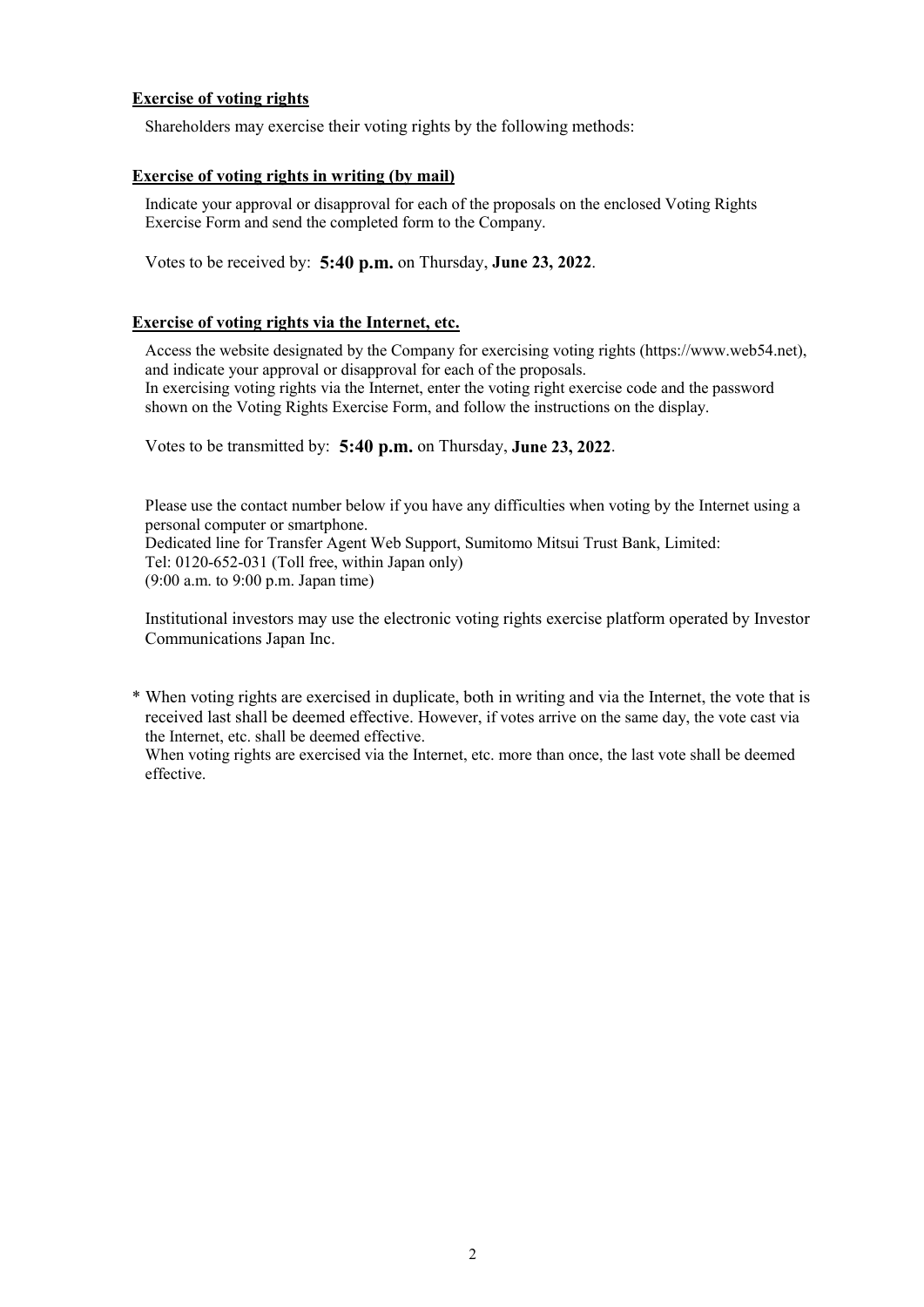**Exercise of voting rights**

Shareholders may exercise their voting rights by the following methods:

**Exercise of voting rights in writing (by mail)**

Indicate your approval or disapproval for each of the proposals on the enclosed Voting Rights Exercise Form and send the completed form to the Company.

Votes to be received by: **5:40 p.m.** on Thursday, **June 23, 2022**.

**Exercise of voting rights via the Internet, etc.**

Access the website designated by the Company for exercising voting rights (https://www.web54.net), and indicate your approval or disapproval for each of the proposals.
In exercising voting rights via the Internet, enter the voting right exercise code and the password shown on the Voting Rights Exercise Form, and follow the instructions on the display.

Votes to be transmitted by: **5:40 p.m.** on Thursday, **June 23, 2022**.

Please use the contact number below if you have any difficulties when voting by the Internet using a personal computer or smartphone.
Dedicated line for Transfer Agent Web Support, Sumitomo Mitsui Trust Bank, Limited:
Tel: 0120-652-031 (Toll free, within Japan only)
(9:00 a.m. to 9:00 p.m. Japan time)

Institutional investors may use the electronic voting rights exercise platform operated by Investor Communications Japan Inc.

\* When voting rights are exercised in duplicate, both in writing and via the Internet, the vote that is received last shall be deemed effective. However, if votes arrive on the same day, the vote cast via the Internet, etc. shall be deemed effective.
When voting rights are exercised via the Internet, etc. more than once, the last vote shall be deemed effective.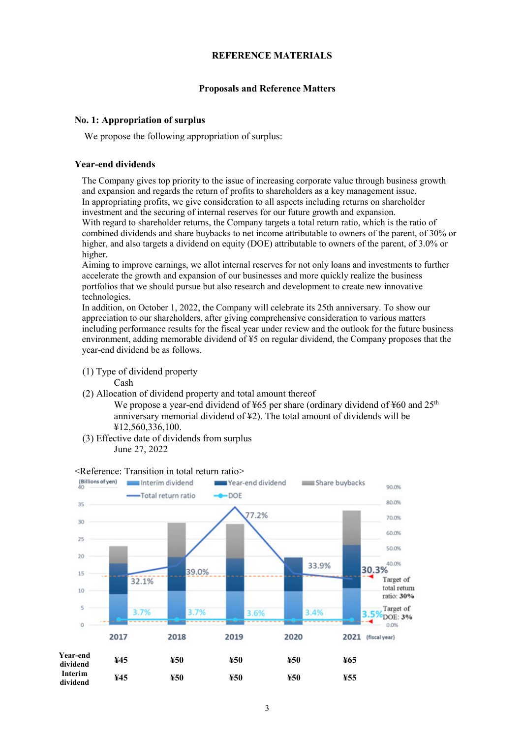# REFERENCE MATERIALS

## Proposals and Reference Matters

### No. 1: Appropriation of surplus

We propose the following appropriation of surplus:

### Year-end dividends

The Company gives top priority to the issue of increasing corporate value through business growth and expansion and regards the return of profits to shareholders as a key management issue.
In appropriating profits, we give consideration to all aspects including returns on shareholder investment and the securing of internal reserves for our future growth and expansion.
With regard to shareholder returns, the Company targets a total return ratio, which is the ratio of combined dividends and share buybacks to net income attributable to owners of the parent, of 30% or higher, and also targets a dividend on equity (DOE) attributable to owners of the parent, of 3.0% or higher.
Aiming to improve earnings, we allot internal reserves for not only loans and investments to further accelerate the growth and expansion of our businesses and more quickly realize the business portfolios that we should pursue but also research and development to create new innovative technologies.
In addition, on October 1, 2022, the Company will celebrate its 25th anniversary. To show our appreciation to our shareholders, after giving comprehensive consideration to various matters including performance results for the fiscal year under review and the outlook for the future business environment, adding memorable dividend of ¥5 on regular dividend, the Company proposes that the year-end dividend be as follows.

(1) Type of dividend property
    Cash
(2) Allocation of dividend property and total amount thereof
    We propose a year-end dividend of ¥65 per share (ordinary dividend of ¥60 and 25th anniversary memorial dividend of ¥2). The total amount of dividends will be ¥12,560,336,100.
(3) Effective date of dividends from surplus
    June 27, 2022

<Reference: Transition in total return ratio>

| | 2017 | 2018 | 2019 | 2020 | 2021 |
|---|---|---|---|---|---|
| Total return ratio | 32.1% | 39.0% | 77.2% | 33.9% | 30.3% |
| DOE | 3.7% | 3.7% | 3.6% | 3.4% | 3.5% |
| Year-end dividend | ¥45 | ¥50 | ¥50 | ¥50 | ¥65 |
| Interim dividend | ¥45 | ¥50 | ¥50 | ¥50 | ¥55 |

Target of total return ratio: 30%
Target of DOE: 3%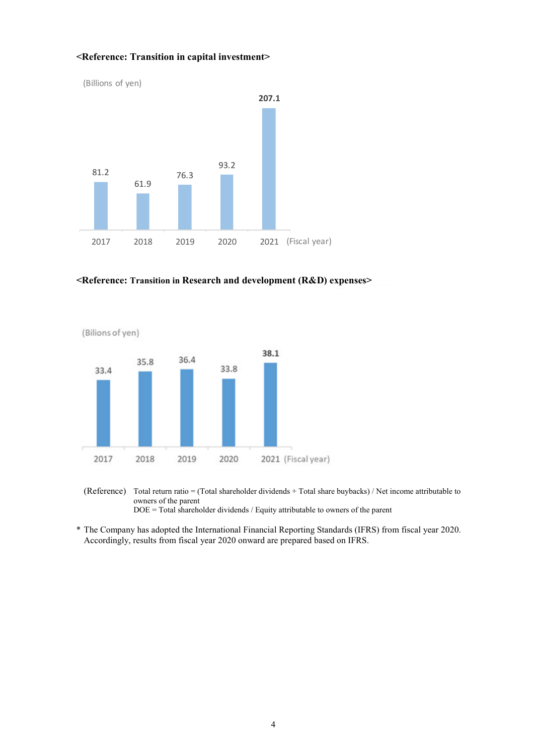**<Reference: Transition in capital investment>**

(Billions of yen)

| Fiscal year | 2017 | 2018 | 2019 | 2020 | 2021 |
| --- | --- | --- | --- | --- | --- |
| Capital investment | 81.2 | 61.9 | 76.3 | 93.2 | 207.1 |

**<Reference: Transition in Research and development (R&D) expenses>**

(Bilions of yen)

| Fiscal year | 2017 | 2018 | 2019 | 2020 | 2021 |
| --- | --- | --- | --- | --- | --- |
| R&D expenses | 33.4 | 35.8 | 36.4 | 33.8 | 38.1 |

(Reference) Total return ratio = (Total shareholder dividends + Total share buybacks) / Net income attributable to owners of the parent
DOE = Total shareholder dividends / Equity attributable to owners of the parent

* The Company has adopted the International Financial Reporting Standards (IFRS) from fiscal year 2020. Accordingly, results from fiscal year 2020 onward are prepared based on IFRS.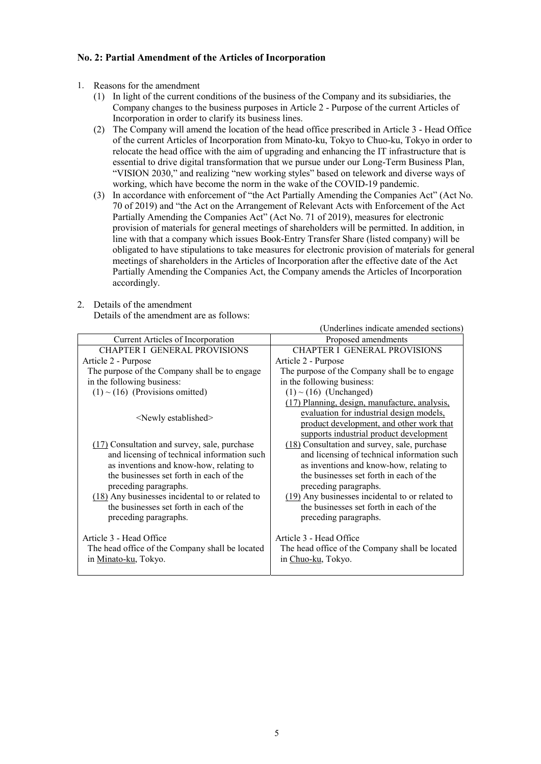### No. 2: Partial Amendment of the Articles of Incorporation

1. Reasons for the amendment
   (1) In light of the current conditions of the business of the Company and its subsidiaries, the Company changes to the business purposes in Article 2 - Purpose of the current Articles of Incorporation in order to clarify its business lines.
   (2) The Company will amend the location of the head office prescribed in Article 3 - Head Office of the current Articles of Incorporation from Minato-ku, Tokyo to Chuo-ku, Tokyo in order to relocate the head office with the aim of upgrading and enhancing the IT infrastructure that is essential to drive digital transformation that we pursue under our Long-Term Business Plan, "VISION 2030," and realizing "new working styles" based on telework and diverse ways of working, which have become the norm in the wake of the COVID-19 pandemic.
   (3) In accordance with enforcement of "the Act Partially Amending the Companies Act" (Act No. 70 of 2019) and "the Act on the Arrangement of Relevant Acts with Enforcement of the Act Partially Amending the Companies Act" (Act No. 71 of 2019), measures for electronic provision of materials for general meetings of shareholders will be permitted. In addition, in line with that a company which issues Book-Entry Transfer Share (listed company) will be obligated to have stipulations to take measures for electronic provision of materials for general meetings of shareholders in the Articles of Incorporation after the effective date of the Act Partially Amending the Companies Act, the Company amends the Articles of Incorporation accordingly.

2. Details of the amendment
   Details of the amendment are as follows:

(Underlines indicate amended sections)

| Current Articles of Incorporation | Proposed amendments |
|---|---|
| CHAPTER I GENERAL PROVISIONS | CHAPTER I GENERAL PROVISIONS |
| Article 2 - Purpose<br>The purpose of the Company shall be to engage in the following business:<br>(1) ~ (16) (Provisions omitted) | Article 2 - Purpose<br>The purpose of the Company shall be to engage in the following business:<br>(1) ~ (16) (Unchanged) |
| <Newly established> | <u>(17) Planning, design, manufacture, analysis, evaluation for industrial design models, product development, and other work that supports industrial product development</u> |
| <u>(17)</u> Consultation and survey, sale, purchase and licensing of technical information such as inventions and know-how, relating to the businesses set forth in each of the preceding paragraphs. | <u>(18)</u> Consultation and survey, sale, purchase and licensing of technical information such as inventions and know-how, relating to the businesses set forth in each of the preceding paragraphs. |
| <u>(18)</u> Any businesses incidental to or related to the businesses set forth in each of the preceding paragraphs. | <u>(19)</u> Any businesses incidental to or related to the businesses set forth in each of the preceding paragraphs. |
| Article 3 - Head Office<br>The head office of the Company shall be located in <u>Minato-ku</u>, Tokyo. | Article 3 - Head Office<br>The head office of the Company shall be located in <u>Chuo-ku</u>, Tokyo. |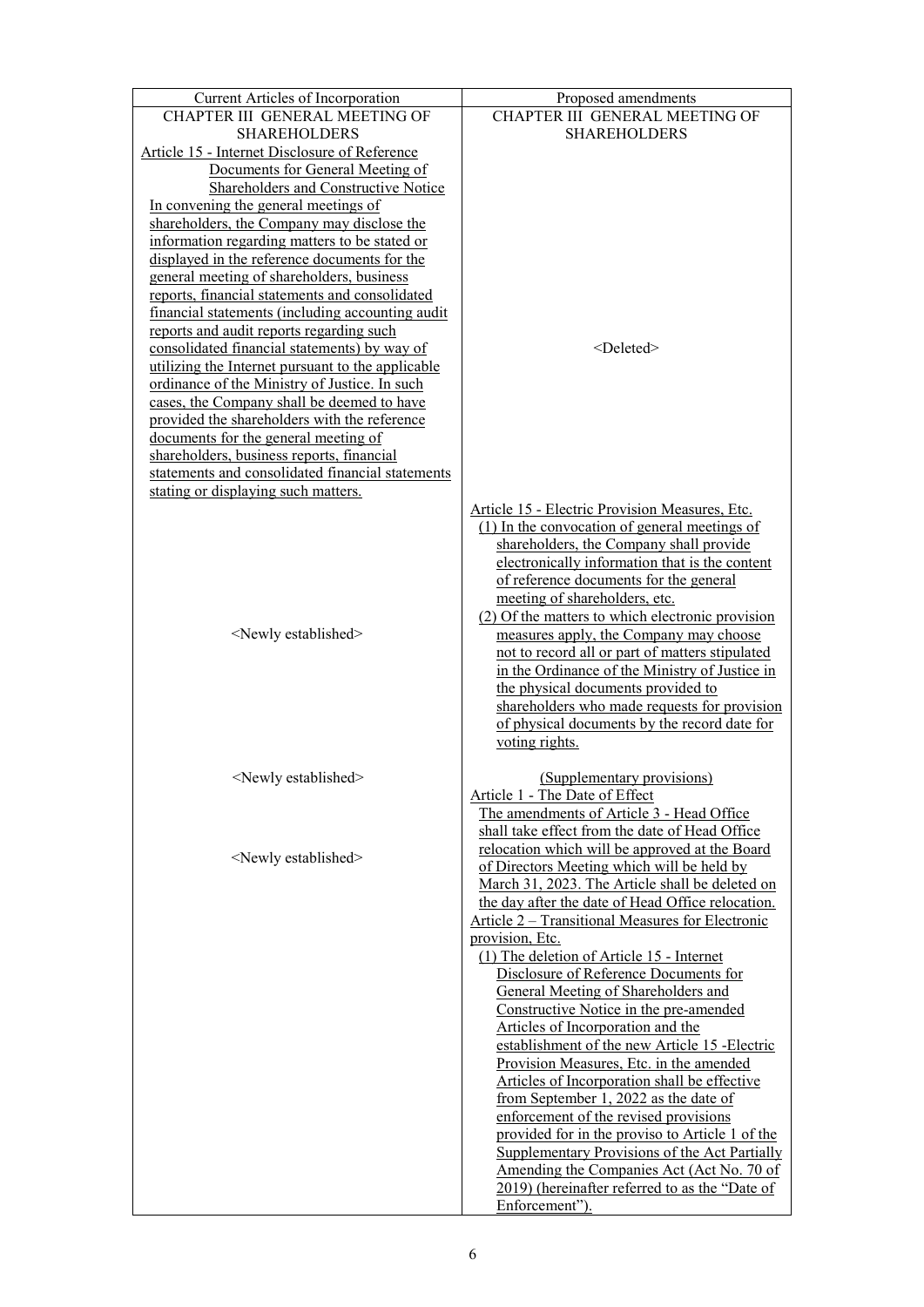| Current Articles of Incorporation | Proposed amendments |
|---|---|
| CHAPTER III GENERAL MEETING OF SHAREHOLDERS | CHAPTER III GENERAL MEETING OF SHAREHOLDERS |
| Article 15 - Internet Disclosure of Reference Documents for General Meeting of Shareholders and Constructive Notice<br>In convening the general meetings of shareholders, the Company may disclose the information regarding matters to be stated or displayed in the reference documents for the general meeting of shareholders, business reports, financial statements and consolidated financial statements (including accounting audit reports and audit reports regarding such consolidated financial statements) by way of utilizing the Internet pursuant to the applicable ordinance of the Ministry of Justice. In such cases, the Company shall be deemed to have provided the shareholders with the reference documents for the general meeting of shareholders, business reports, financial statements and consolidated financial statements stating or displaying such matters. | <Deleted> |
| <Newly established> | Article 15 - Electric Provision Measures, Etc.<br>(1) In the convocation of general meetings of shareholders, the Company shall provide electronically information that is the content of reference documents for the general meeting of shareholders, etc.<br>(2) Of the matters to which electronic provision measures apply, the Company may choose not to record all or part of matters stipulated in the Ordinance of the Ministry of Justice in the physical documents provided to shareholders who made requests for provision of physical documents by the record date for voting rights. |
| <Newly established> | (Supplementary provisions) |
| <Newly established> | Article 1 - The Date of Effect<br>The amendments of Article 3 - Head Office shall take effect from the date of Head Office relocation which will be approved at the Board of Directors Meeting which will be held by March 31, 2023. The Article shall be deleted on the day after the date of Head Office relocation.<br>Article 2 – Transitional Measures for Electronic provision, Etc.<br>(1) The deletion of Article 15 - Internet Disclosure of Reference Documents for General Meeting of Shareholders and Constructive Notice in the pre-amended Articles of Incorporation and the establishment of the new Article 15 -Electric Provision Measures, Etc. in the amended Articles of Incorporation shall be effective from September 1, 2022 as the date of enforcement of the revised provisions provided for in the proviso to Article 1 of the Supplementary Provisions of the Act Partially Amending the Companies Act (Act No. 70 of 2019) (hereinafter referred to as the "Date of Enforcement"). |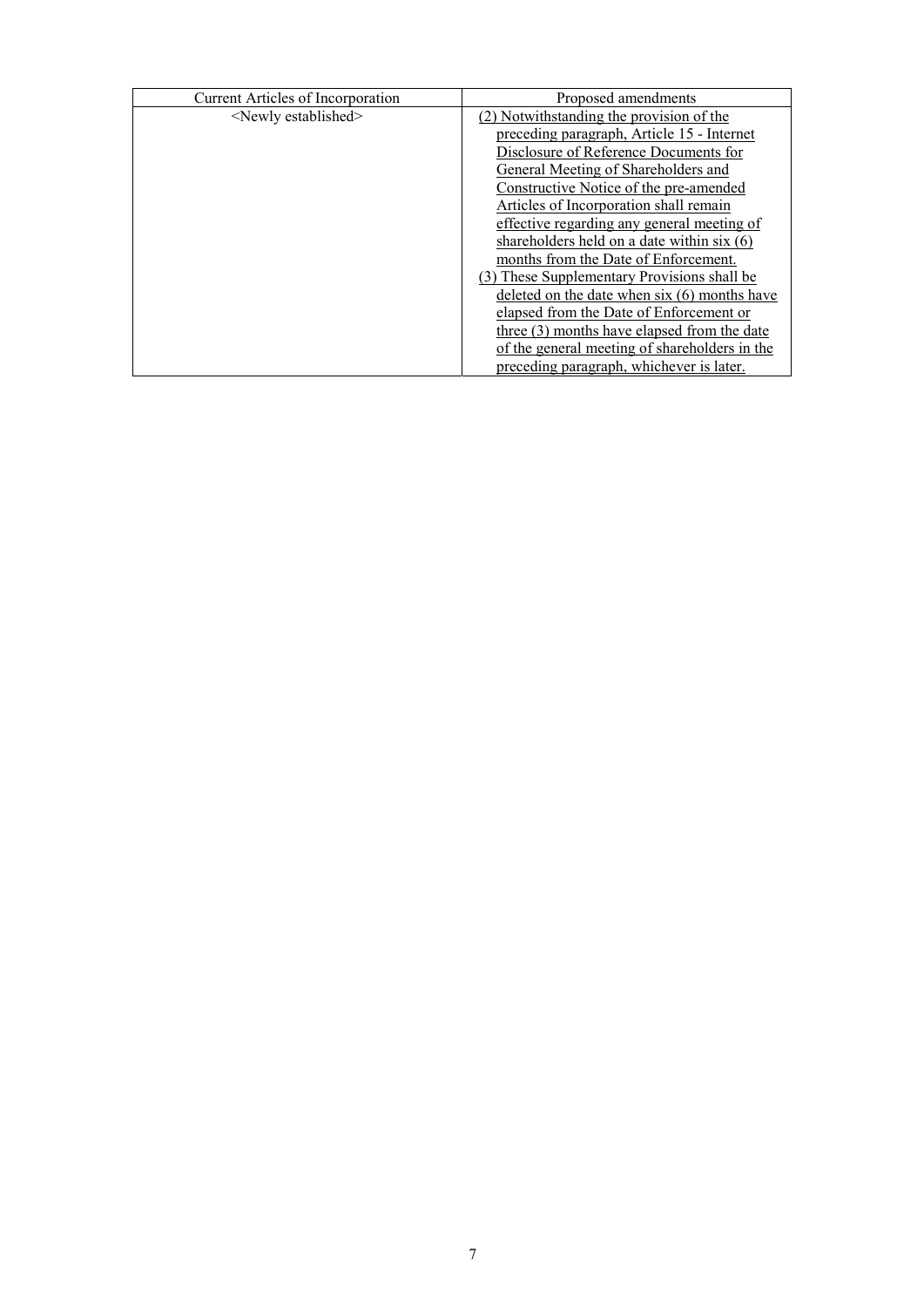| Current Articles of Incorporation | Proposed amendments |
| --- | --- |
| <Newly established> | (2) Notwithstanding the provision of the preceding paragraph, Article 15 - Internet Disclosure of Reference Documents for General Meeting of Shareholders and Constructive Notice of the pre-amended Articles of Incorporation shall remain effective regarding any general meeting of shareholders held on a date within six (6) months from the Date of Enforcement.<br>(3) These Supplementary Provisions shall be deleted on the date when six (6) months have elapsed from the Date of Enforcement or three (3) months have elapsed from the date of the general meeting of shareholders in the preceding paragraph, whichever is later. |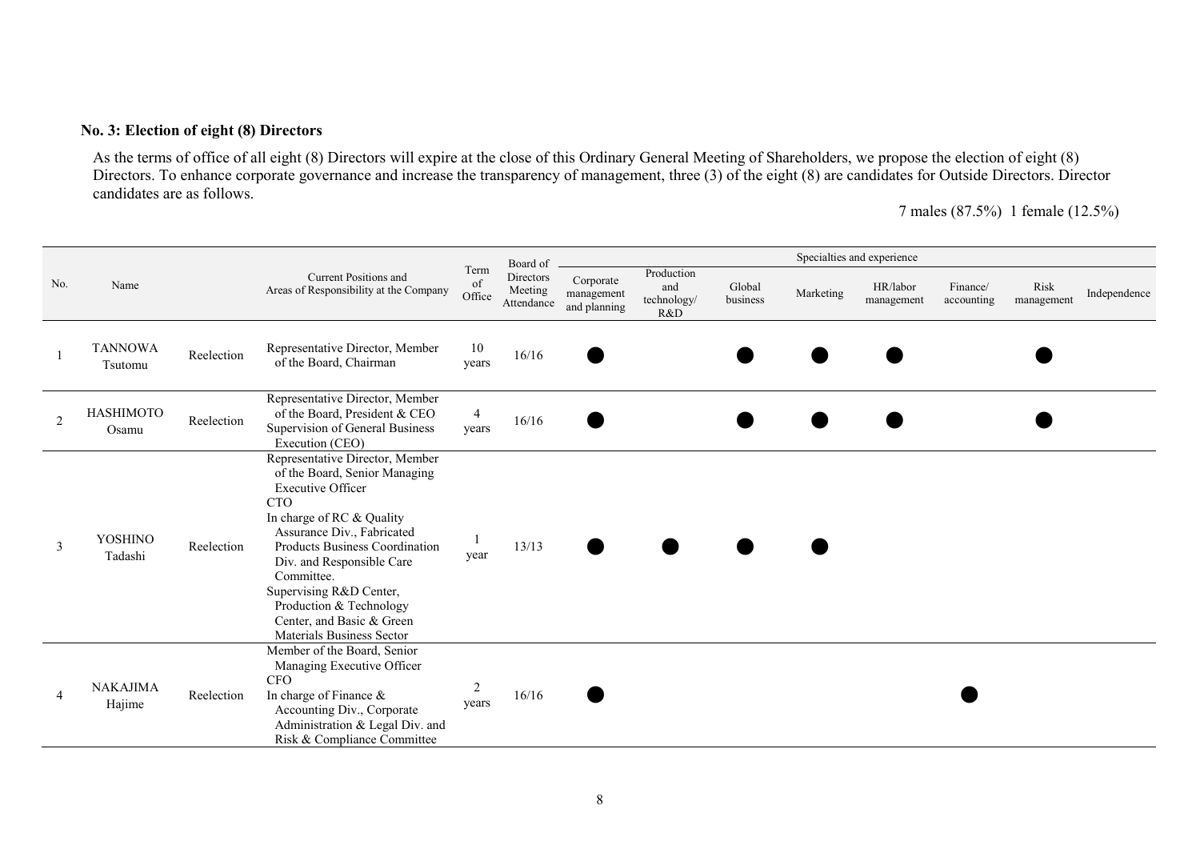### No. 3: Election of eight (8) Directors

As the terms of office of all eight (8) Directors will expire at the close of this Ordinary General Meeting of Shareholders, we propose the election of eight (8) Directors. To enhance corporate governance and increase the transparency of management, three (3) of the eight (8) are candidates for Outside Directors. Director candidates are as follows.

7 males (87.5%) 1 female (12.5%)

| No. | Name | | Current Positions and Areas of Responsibility at the Company | Term of Office | Board of Directors Meeting Attendance | Specialties and experience | | | | | | | |
|---|---|---|---|---|---|---|---|---|---|---|---|---|---|
| | | | | | | Corporate management and planning | Production and technology/ R&D | Global business | Marketing | HR/labor management | Finance/ accounting | Risk management | Independence |
| 1 | TANNOWA Tsutomu | Reelection | Representative Director, Member of the Board, Chairman | 10 years | 16/16 | ● | | ● | ● | ● | | ● | |
| 2 | HASHIMOTO Osamu | Reelection | Representative Director, Member of the Board, President & CEO<br>Supervision of General Business Execution (CEO) | 4 years | 16/16 | ● | | ● | ● | ● | | ● | |
| 3 | YOSHINO Tadashi | Reelection | Representative Director, Member of the Board, Senior Managing Executive Officer<br>CTO<br>In charge of RC & Quality Assurance Div., Fabricated Products Business Coordination Div. and Responsible Care Committee.<br>Supervising R&D Center, Production & Technology Center, and Basic & Green Materials Business Sector | 1 year | 13/13 | ● | ● | ● | ● | | | | |
| 4 | NAKAJIMA Hajime | Reelection | Member of the Board, Senior Managing Executive Officer<br>CFO<br>In charge of Finance & Accounting Div., Corporate Administration & Legal Div. and Risk & Compliance Committee | 2 years | 16/16 | ● | | | | | ● | | |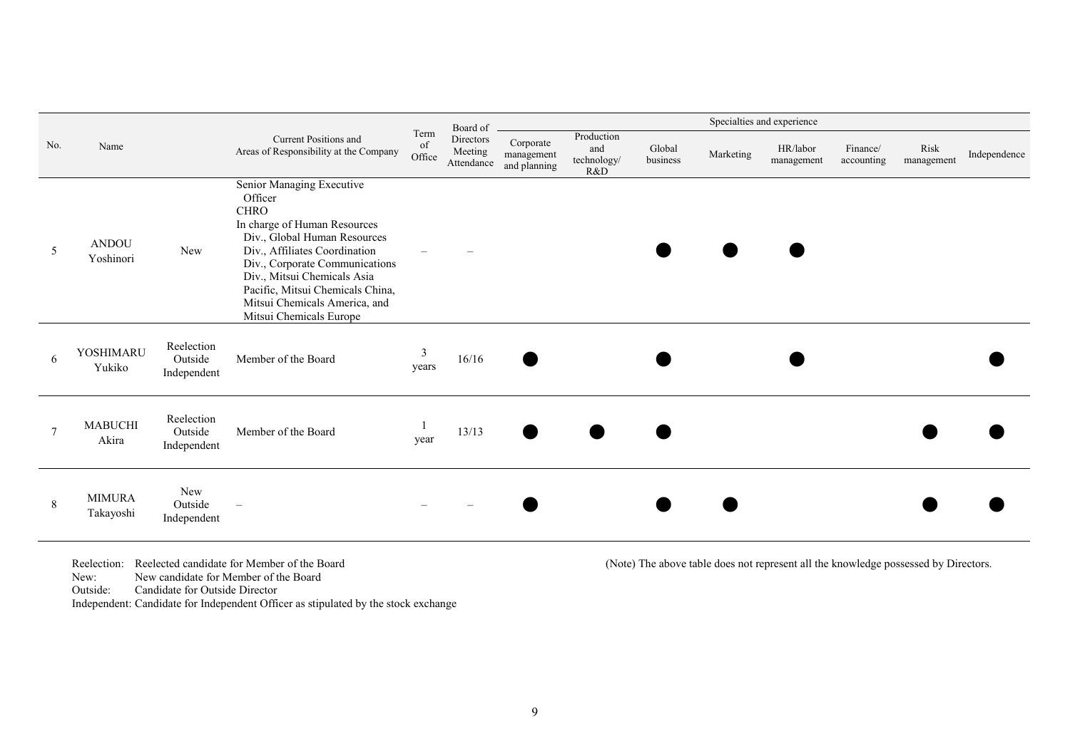| No. | Name | | Current Positions and Areas of Responsibility at the Company | Term of Office | Board of Directors Meeting Attendance | Specialties and experience | | | | | | | |
|---|---|---|---|---|---|---|---|---|---|---|---|---|---|
| | | | | | | Corporate management and planning | Production and technology/ R&D | Global business | Marketing | HR/labor management | Finance/ accounting | Risk management | Independence |
| 5 | ANDOU Yoshinori | New | Senior Managing Executive Officer<br>CHRO<br>In charge of Human Resources Div., Global Human Resources Div., Affiliates Coordination Div., Corporate Communications Div., Mitsui Chemicals Asia Pacific, Mitsui Chemicals China, Mitsui Chemicals America, and Mitsui Chemicals Europe | – | – | | | ● | ● | ● | | | |
| 6 | YOSHIMARU Yukiko | Reelection Outside Independent | Member of the Board | 3 years | 16/16 | ● | | ● | | ● | | | ● |
| 7 | MABUCHI Akira | Reelection Outside Independent | Member of the Board | 1 year | 13/13 | ● | ● | ● | | | | ● | ● |
| 8 | MIMURA Takayoshi | New Outside Independent | – | – | – | ● | | ● | ● | | | ● | ● |

Reelection: Reelected candidate for Member of the Board
New: New candidate for Member of the Board
Outside: Candidate for Outside Director
Independent: Candidate for Independent Officer as stipulated by the stock exchange

(Note) The above table does not represent all the knowledge possessed by Directors.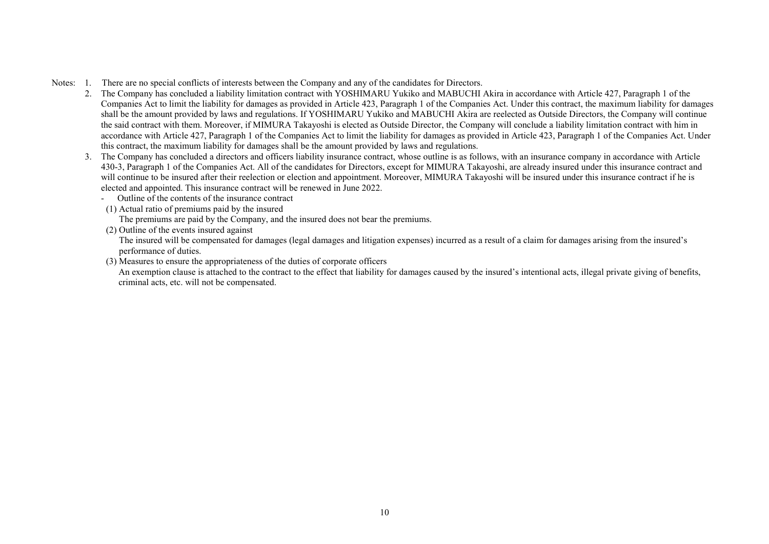Notes: 1. There are no special conflicts of interests between the Company and any of the candidates for Directors.

2. The Company has concluded a liability limitation contract with YOSHIMARU Yukiko and MABUCHI Akira in accordance with Article 427, Paragraph 1 of the Companies Act to limit the liability for damages as provided in Article 423, Paragraph 1 of the Companies Act. Under this contract, the maximum liability for damages shall be the amount provided by laws and regulations. If YOSHIMARU Yukiko and MABUCHI Akira are reelected as Outside Directors, the Company will continue the said contract with them. Moreover, if MIMURA Takayoshi is elected as Outside Director, the Company will conclude a liability limitation contract with him in accordance with Article 427, Paragraph 1 of the Companies Act to limit the liability for damages as provided in Article 423, Paragraph 1 of the Companies Act. Under this contract, the maximum liability for damages shall be the amount provided by laws and regulations.

3. The Company has concluded a directors and officers liability insurance contract, whose outline is as follows, with an insurance company in accordance with Article 430-3, Paragraph 1 of the Companies Act. All of the candidates for Directors, except for MIMURA Takayoshi, are already insured under this insurance contract and will continue to be insured after their reelection or election and appointment. Moreover, MIMURA Takayoshi will be insured under this insurance contract if he is elected and appointed. This insurance contract will be renewed in June 2022.

   - Outline of the contents of the insurance contract

   (1) Actual ratio of premiums paid by the insured

   The premiums are paid by the Company, and the insured does not bear the premiums.

   (2) Outline of the events insured against

   The insured will be compensated for damages (legal damages and litigation expenses) incurred as a result of a claim for damages arising from the insured's performance of duties.

   (3) Measures to ensure the appropriateness of the duties of corporate officers

   An exemption clause is attached to the contract to the effect that liability for damages caused by the insured's intentional acts, illegal private giving of benefits, criminal acts, etc. will not be compensated.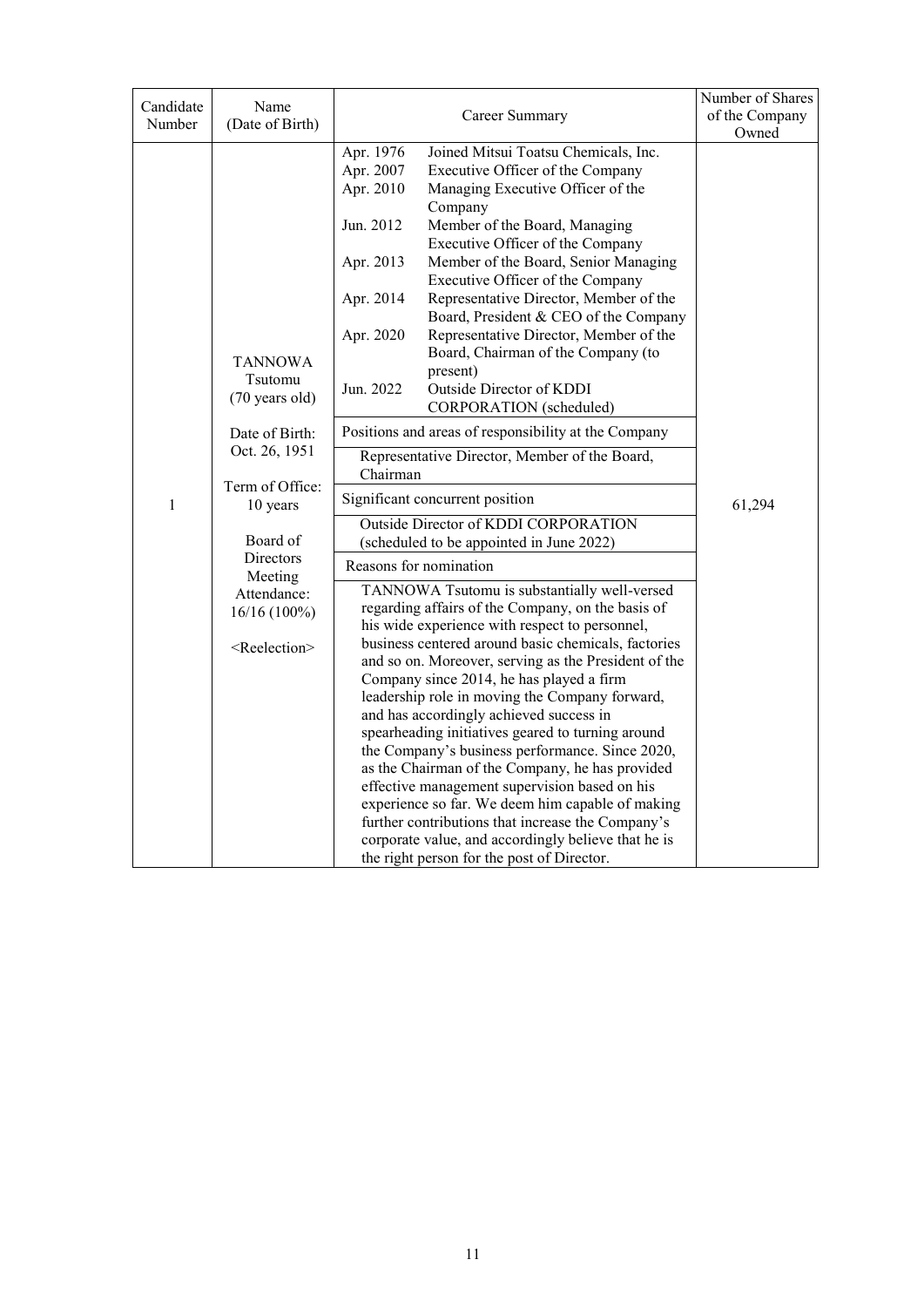| Candidate Number | Name (Date of Birth) | Career Summary | Number of Shares of the Company Owned |
|---|---|---|---|
| 1 | TANNOWA Tsutomu (70 years old)<br><br>Date of Birth: Oct. 26, 1951<br><br>Term of Office: 10 years<br><br>Board of Directors Meeting Attendance: 16/16 (100%)<br><br><Reelection> | Apr. 1976 Joined Mitsui Toatsu Chemicals, Inc.<br>Apr. 2007 Executive Officer of the Company<br>Apr. 2010 Managing Executive Officer of the Company<br>Jun. 2012 Member of the Board, Managing Executive Officer of the Company<br>Apr. 2013 Member of the Board, Senior Managing Executive Officer of the Company<br>Apr. 2014 Representative Director, Member of the Board, President & CEO of the Company<br>Apr. 2020 Representative Director, Member of the Board, Chairman of the Company (to present)<br>Jun. 2022 Outside Director of KDDI CORPORATION (scheduled)<br><br>**Positions and areas of responsibility at the Company**<br>Representative Director, Member of the Board, Chairman<br><br>**Significant concurrent position**<br>Outside Director of KDDI CORPORATION (scheduled to be appointed in June 2022)<br><br>**Reasons for nomination**<br>TANNOWA Tsutomu is substantially well-versed regarding affairs of the Company, on the basis of his wide experience with respect to personnel, business centered around basic chemicals, factories and so on. Moreover, serving as the President of the Company since 2014, he has played a firm leadership role in moving the Company forward, and has accordingly achieved success in spearheading initiatives geared to turning around the Company's business performance. Since 2020, as the Chairman of the Company, he has provided effective management supervision based on his experience so far. We deem him capable of making further contributions that increase the Company's corporate value, and accordingly believe that he is the right person for the post of Director. | 61,294 |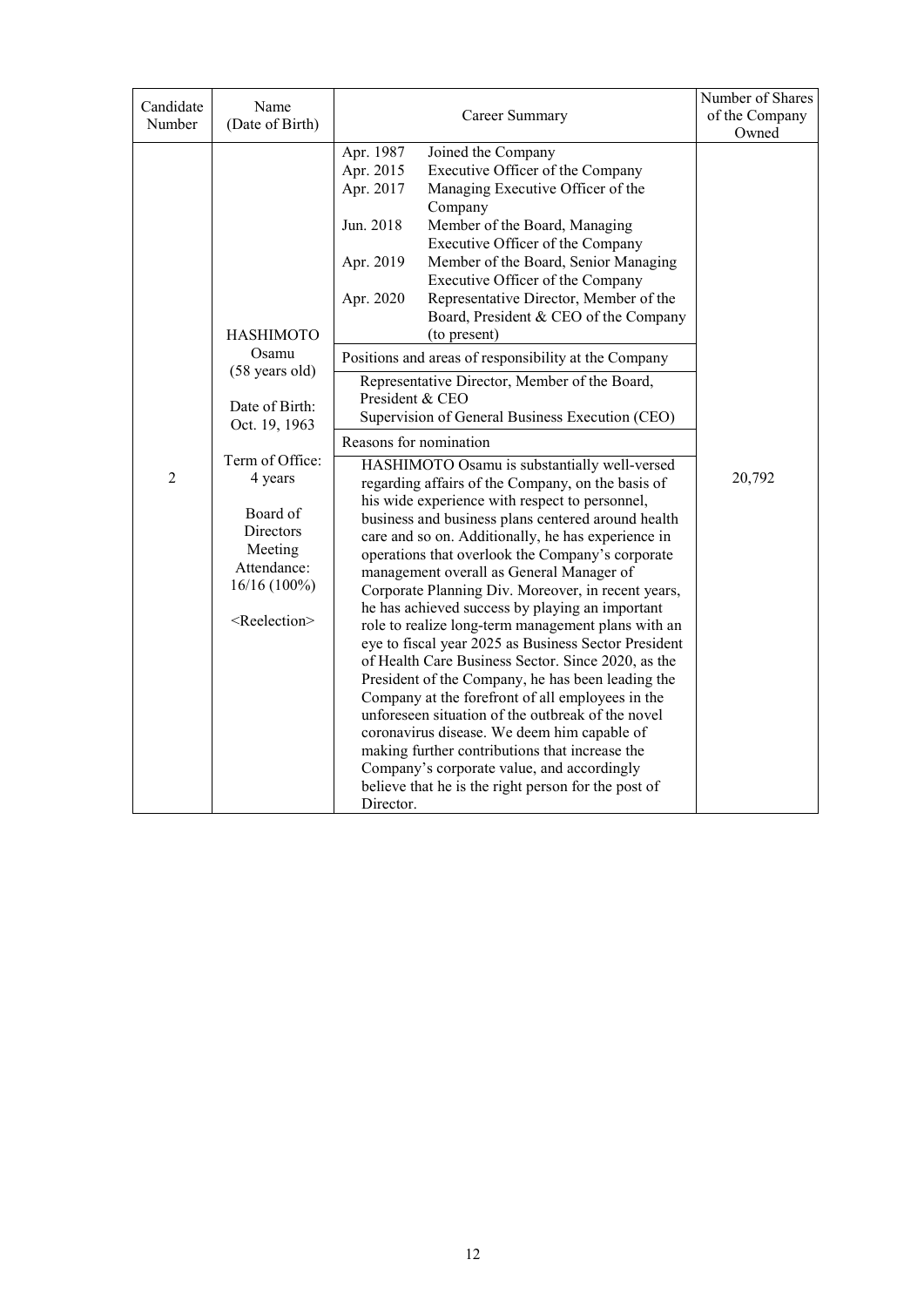| Candidate Number | Name (Date of Birth) | Career Summary | Number of Shares of the Company Owned |
|---|---|---|---|
| 2 | HASHIMOTO Osamu (58 years old)<br><br>Date of Birth: Oct. 19, 1963<br><br>Term of Office: 4 years<br><br>Board of Directors Meeting Attendance: 16/16 (100%)<br><br><Reelection> | Apr. 1987 Joined the Company<br>Apr. 2015 Executive Officer of the Company<br>Apr. 2017 Managing Executive Officer of the Company<br>Jun. 2018 Member of the Board, Managing Executive Officer of the Company<br>Apr. 2019 Member of the Board, Senior Managing Executive Officer of the Company<br>Apr. 2020 Representative Director, Member of the Board, President & CEO of the Company (to present)<br><br>**Positions and areas of responsibility at the Company**<br>Representative Director, Member of the Board, President & CEO<br>Supervision of General Business Execution (CEO)<br><br>**Reasons for nomination**<br>HASHIMOTO Osamu is substantially well-versed regarding affairs of the Company, on the basis of his wide experience with respect to personnel, business and business plans centered around health care and so on. Additionally, he has experience in operations that overlook the Company's corporate management overall as General Manager of Corporate Planning Div. Moreover, in recent years, he has achieved success by playing an important role to realize long-term management plans with an eye to fiscal year 2025 as Business Sector President of Health Care Business Sector. Since 2020, as the President of the Company, he has been leading the Company at the forefront of all employees in the unforeseen situation of the outbreak of the novel coronavirus disease. We deem him capable of making further contributions that increase the Company's corporate value, and accordingly believe that he is the right person for the post of Director. | 20,792 |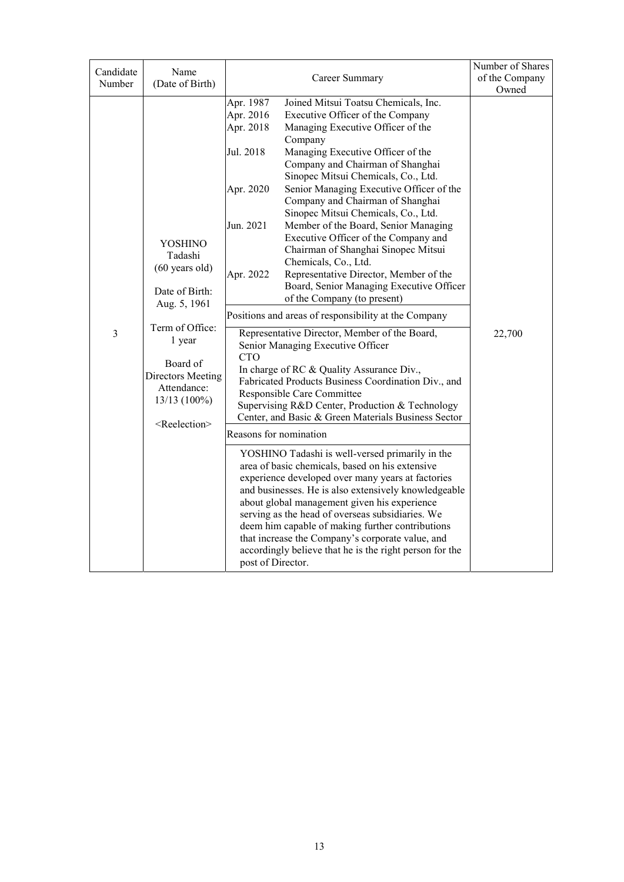| Candidate Number | Name (Date of Birth) | Career Summary | Number of Shares of the Company Owned |
|---|---|---|---|
| 3 | YOSHINO Tadashi (60 years old)<br><br>Date of Birth: Aug. 5, 1961<br><br>Term of Office: 1 year<br><br>Board of Directors Meeting Attendance: 13/13 (100%)<br><br><Reelection> | Apr. 1987 Joined Mitsui Toatsu Chemicals, Inc.<br>Apr. 2016 Executive Officer of the Company<br>Apr. 2018 Managing Executive Officer of the Company<br>Jul. 2018 Managing Executive Officer of the Company and Chairman of Shanghai Sinopec Mitsui Chemicals, Co., Ltd.<br>Apr. 2020 Senior Managing Executive Officer of the Company and Chairman of Shanghai Sinopec Mitsui Chemicals, Co., Ltd.<br>Jun. 2021 Member of the Board, Senior Managing Executive Officer of the Company and Chairman of Shanghai Sinopec Mitsui Chemicals, Co., Ltd.<br>Apr. 2022 Representative Director, Member of the Board, Senior Managing Executive Officer of the Company (to present)<br><br>**Positions and areas of responsibility at the Company**<br><br>Representative Director, Member of the Board, Senior Managing Executive Officer<br>CTO<br>In charge of RC & Quality Assurance Div., Fabricated Products Business Coordination Div., and Responsible Care Committee<br>Supervising R&D Center, Production & Technology Center, and Basic & Green Materials Business Sector<br><br>**Reasons for nomination**<br><br>YOSHINO Tadashi is well-versed primarily in the area of basic chemicals, based on his extensive experience developed over many years at factories and businesses. He is also extensively knowledgeable about global management given his experience serving as the head of overseas subsidiaries. We deem him capable of making further contributions that increase the Company's corporate value, and accordingly believe that he is the right person for the post of Director. | 22,700 |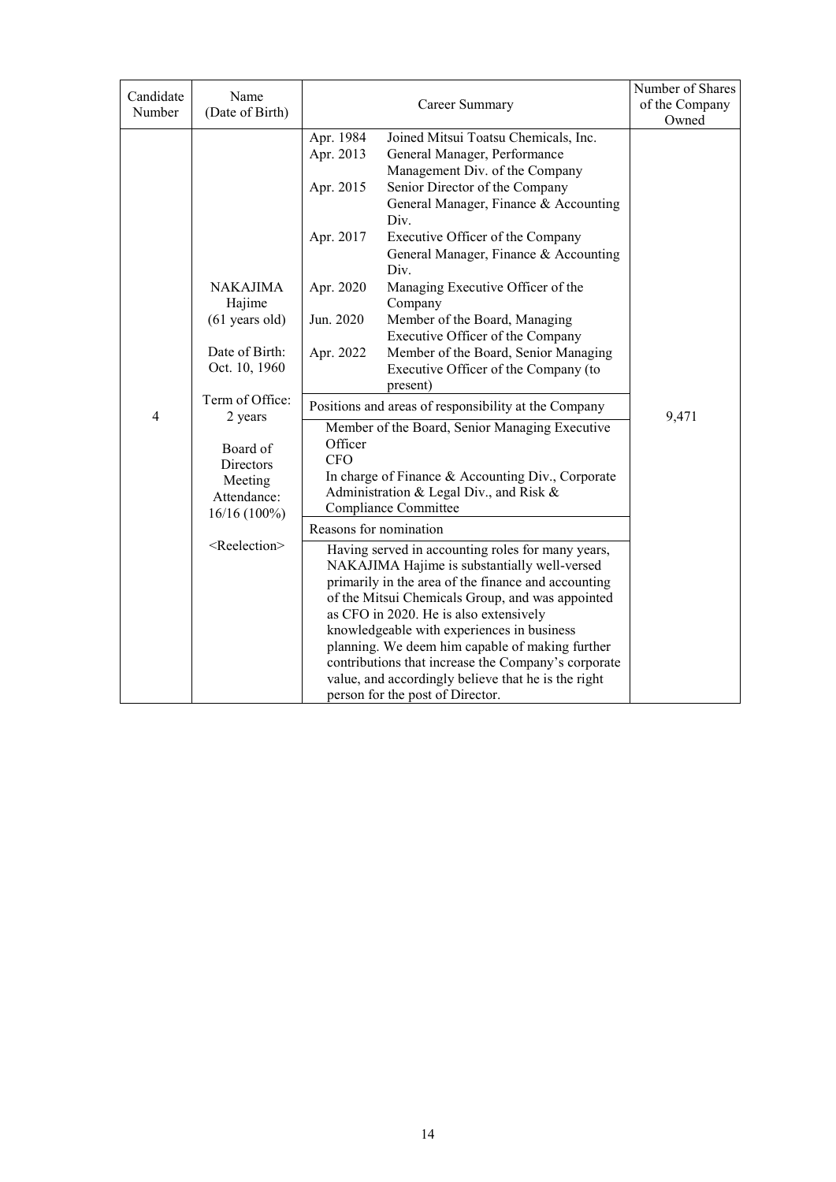| Candidate Number | Name (Date of Birth) | Career Summary | Number of Shares of the Company Owned |
|---|---|---|---|
| 4 | NAKAJIMA Hajime (61 years old)<br><br>Date of Birth: Oct. 10, 1960<br><br>Term of Office: 2 years<br><br>Board of Directors Meeting Attendance: 16/16 (100%)<br><br><Reelection> | Apr. 1984 Joined Mitsui Toatsu Chemicals, Inc.<br>Apr. 2013 General Manager, Performance Management Div. of the Company<br>Apr. 2015 Senior Director of the Company<br>General Manager, Finance & Accounting Div.<br>Apr. 2017 Executive Officer of the Company<br>General Manager, Finance & Accounting Div.<br>Apr. 2020 Managing Executive Officer of the Company<br>Jun. 2020 Member of the Board, Managing Executive Officer of the Company<br>Apr. 2022 Member of the Board, Senior Managing Executive Officer of the Company (to present)<br><br>**Positions and areas of responsibility at the Company**<br>Member of the Board, Senior Managing Executive Officer<br>CFO<br>In charge of Finance & Accounting Div., Corporate Administration & Legal Div., and Risk & Compliance Committee<br><br>**Reasons for nomination**<br>Having served in accounting roles for many years, NAKAJIMA Hajime is substantially well-versed primarily in the area of the finance and accounting of the Mitsui Chemicals Group, and was appointed as CFO in 2020. He is also extensively knowledgeable with experiences in business planning. We deem him capable of making further contributions that increase the Company's corporate value, and accordingly believe that he is the right person for the post of Director. | 9,471 |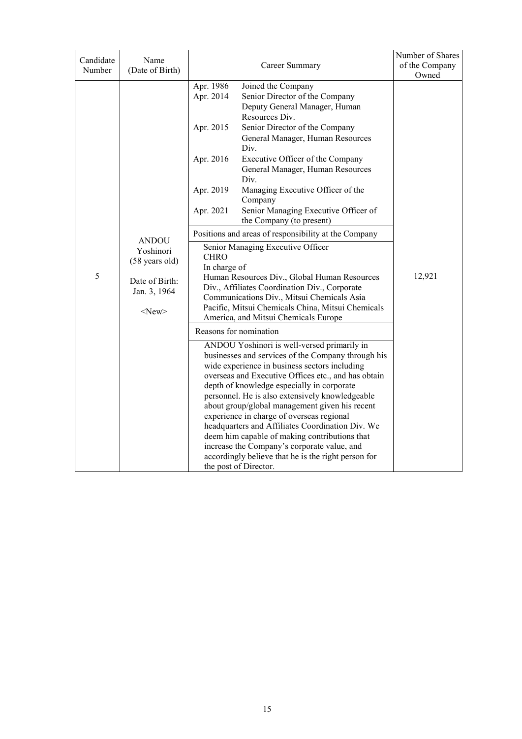| Candidate Number | Name (Date of Birth) | Career Summary | Number of Shares of the Company Owned |
|---|---|---|---|
| 5 | ANDOU Yoshinori (58 years old)<br><br>Date of Birth: Jan. 3, 1964<br><br><New> | Apr. 1986 Joined the Company<br>Apr. 2014 Senior Director of the Company<br>Deputy General Manager, Human Resources Div.<br>Apr. 2015 Senior Director of the Company<br>General Manager, Human Resources Div.<br>Apr. 2016 Executive Officer of the Company<br>General Manager, Human Resources Div.<br>Apr. 2019 Managing Executive Officer of the Company<br>Apr. 2021 Senior Managing Executive Officer of the Company (to present)<br><br>**Positions and areas of responsibility at the Company**<br><br>Senior Managing Executive Officer<br>CHRO<br>In charge of<br>Human Resources Div., Global Human Resources Div., Affiliates Coordination Div., Corporate Communications Div., Mitsui Chemicals Asia Pacific, Mitsui Chemicals China, Mitsui Chemicals America, and Mitsui Chemicals Europe<br><br>**Reasons for nomination**<br><br>ANDOU Yoshinori is well-versed primarily in businesses and services of the Company through his wide experience in business sectors including overseas and Executive Offices etc., and has obtain depth of knowledge especially in corporate personnel. He is also extensively knowledgeable about group/global management given his recent experience in charge of overseas regional headquarters and Affiliates Coordination Div. We deem him capable of making contributions that increase the Company's corporate value, and accordingly believe that he is the right person for the post of Director. | 12,921 |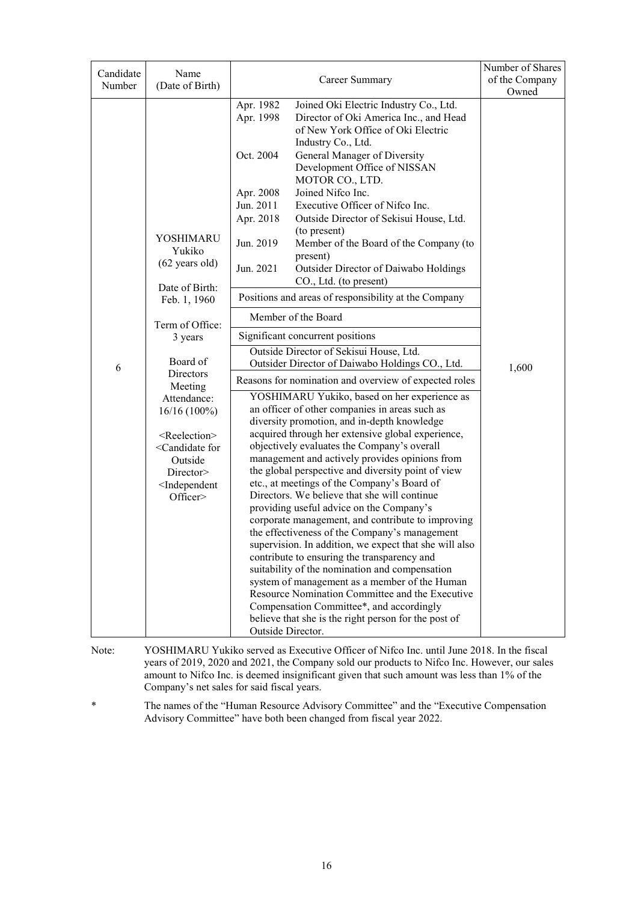| Candidate Number | Name (Date of Birth) | Career Summary | Number of Shares of the Company Owned |
|---|---|---|---|
| 6 | YOSHIMARU Yukiko (62 years old)<br><br>Date of Birth: Feb. 1, 1960<br><br>Term of Office: 3 years<br><br>Board of Directors Meeting Attendance: 16/16 (100%)<br><br><Reelection><br><Candidate for Outside Director><br><Independent Officer> | Apr. 1982 Joined Oki Electric Industry Co., Ltd.<br>Apr. 1998 Director of Oki America Inc., and Head of New York Office of Oki Electric Industry Co., Ltd.<br>Oct. 2004 General Manager of Diversity Development Office of NISSAN MOTOR CO., LTD.<br>Apr. 2008 Joined Nifco Inc.<br>Jun. 2011 Executive Officer of Nifco Inc.<br>Apr. 2018 Outside Director of Sekisui House, Ltd. (to present)<br>Jun. 2019 Member of the Board of the Company (to present)<br>Jun. 2021 Outsider Director of Daiwabo Holdings CO., Ltd. (to present)<br><br>**Positions and areas of responsibility at the Company**<br>Member of the Board<br><br>**Significant concurrent positions**<br>Outside Director of Sekisui House, Ltd.<br>Outsider Director of Daiwabo Holdings CO., Ltd.<br><br>**Reasons for nomination and overview of expected roles**<br>YOSHIMARU Yukiko, based on her experience as an officer of other companies in areas such as diversity promotion, and in-depth knowledge acquired through her extensive global experience, objectively evaluates the Company's overall management and actively provides opinions from the global perspective and diversity point of view etc., at meetings of the Company's Board of Directors. We believe that she will continue providing useful advice on the Company's corporate management, and contribute to improving the effectiveness of the Company's management supervision. In addition, we expect that she will also contribute to ensuring the transparency and suitability of the nomination and compensation system of management as a member of the Human Resource Nomination Committee and the Executive Compensation Committee*, and accordingly believe that she is the right person for the post of Outside Director. | 1,600 |

Note: YOSHIMARU Yukiko served as Executive Officer of Nifco Inc. until June 2018. In the fiscal years of 2019, 2020 and 2021, the Company sold our products to Nifco Inc. However, our sales amount to Nifco Inc. is deemed insignificant given that such amount was less than 1% of the Company's net sales for said fiscal years.

\* The names of the "Human Resource Advisory Committee" and the "Executive Compensation Advisory Committee" have both been changed from fiscal year 2022.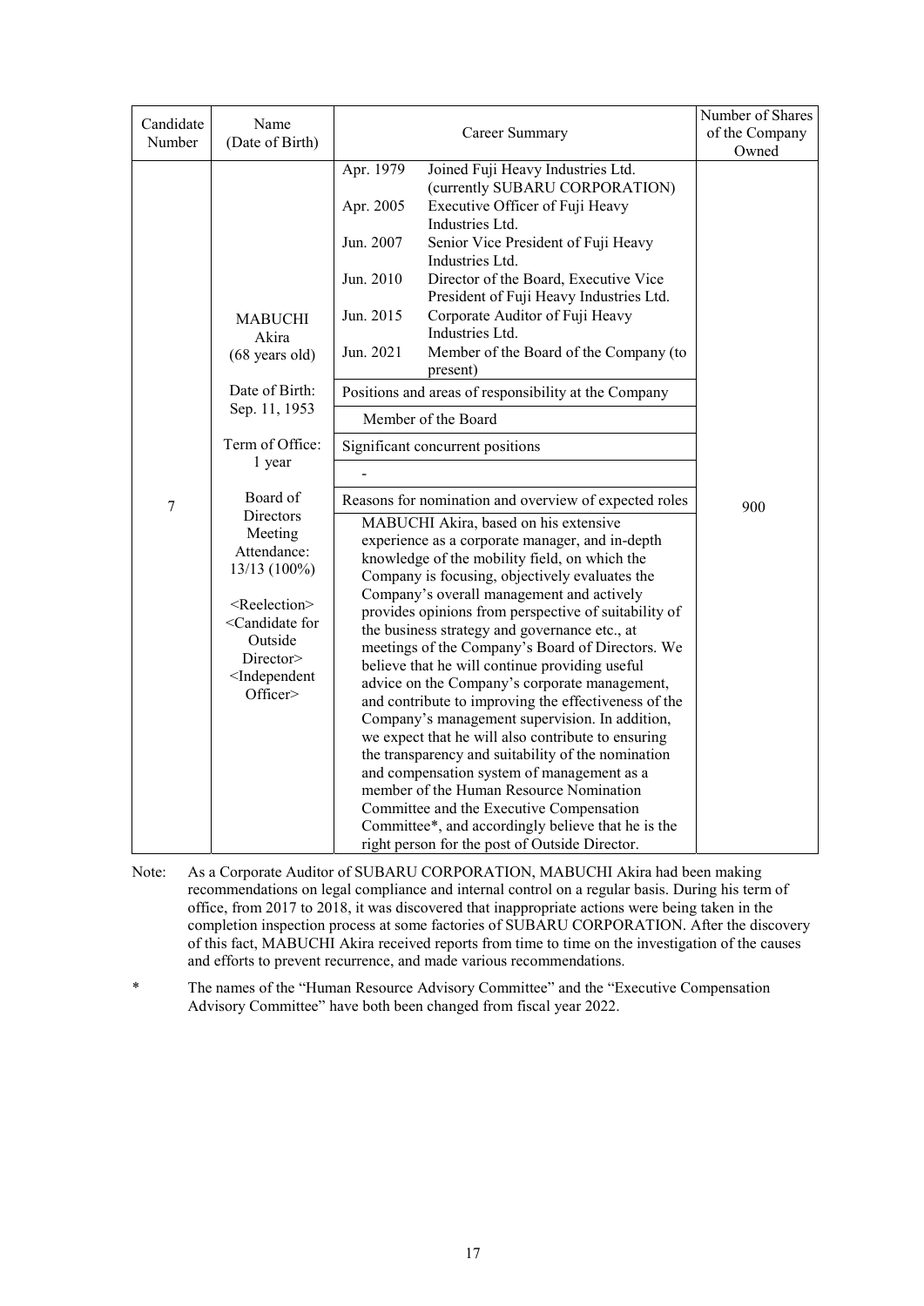| Candidate Number | Name (Date of Birth) | Career Summary | Number of Shares of the Company Owned |
|---|---|---|---|
| 7 | MABUCHI Akira (68 years old)<br><br>Date of Birth: Sep. 11, 1953<br><br>Term of Office: 1 year<br><br>Board of Directors Meeting Attendance: 13/13 (100%)<br><br><Reelection><br><Candidate for Outside Director><br><Independent Officer> | Apr. 1979 Joined Fuji Heavy Industries Ltd. (currently SUBARU CORPORATION)<br>Apr. 2005 Executive Officer of Fuji Heavy Industries Ltd.<br>Jun. 2007 Senior Vice President of Fuji Heavy Industries Ltd.<br>Jun. 2010 Director of the Board, Executive Vice President of Fuji Heavy Industries Ltd.<br>Jun. 2015 Corporate Auditor of Fuji Heavy Industries Ltd.<br>Jun. 2021 Member of the Board of the Company (to present)<br><br>**Positions and areas of responsibility at the Company**<br>Member of the Board<br><br>**Significant concurrent positions**<br>-<br><br>**Reasons for nomination and overview of expected roles**<br>MABUCHI Akira, based on his extensive experience as a corporate manager, and in-depth knowledge of the mobility field, on which the Company is focusing, objectively evaluates the Company's overall management and actively provides opinions from perspective of suitability of the business strategy and governance etc., at meetings of the Company's Board of Directors. We believe that he will continue providing useful advice on the Company's corporate management, and contribute to improving the effectiveness of the Company's management supervision. In addition, we expect that he will also contribute to ensuring the transparency and suitability of the nomination and compensation system of management as a member of the Human Resource Nomination Committee and the Executive Compensation Committee*, and accordingly believe that he is the right person for the post of Outside Director. | 900 |

Note: As a Corporate Auditor of SUBARU CORPORATION, MABUCHI Akira had been making recommendations on legal compliance and internal control on a regular basis. During his term of office, from 2017 to 2018, it was discovered that inappropriate actions were being taken in the completion inspection process at some factories of SUBARU CORPORATION. After the discovery of this fact, MABUCHI Akira received reports from time to time on the investigation of the causes and efforts to prevent recurrence, and made various recommendations.

* The names of the "Human Resource Advisory Committee" and the "Executive Compensation Advisory Committee" have both been changed from fiscal year 2022.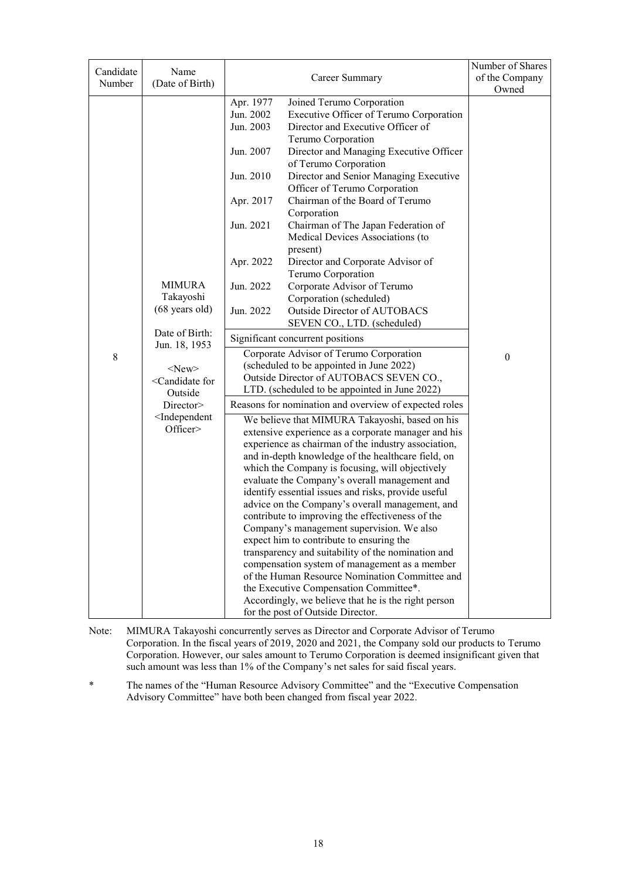| Candidate Number | Name (Date of Birth) | Career Summary | Number of Shares of the Company Owned |
|---|---|---|---|
| 8 | MIMURA Takayoshi (68 years old)<br><br>Date of Birth: Jun. 18, 1953<br><br><New><br><Candidate for Outside Director><br><Independent Officer> | Apr. 1977 Joined Terumo Corporation<br>Jun. 2002 Executive Officer of Terumo Corporation<br>Jun. 2003 Director and Executive Officer of Terumo Corporation<br>Jun. 2007 Director and Managing Executive Officer of Terumo Corporation<br>Jun. 2010 Director and Senior Managing Executive Officer of Terumo Corporation<br>Apr. 2017 Chairman of the Board of Terumo Corporation<br>Jun. 2021 Chairman of The Japan Federation of Medical Devices Associations (to present)<br>Apr. 2022 Director and Corporate Advisor of Terumo Corporation<br>Jun. 2022 Corporate Advisor of Terumo Corporation (scheduled)<br>Jun. 2022 Outside Director of AUTOBACS SEVEN CO., LTD. (scheduled)<br><br>**Significant concurrent positions**<br>Corporate Advisor of Terumo Corporation (scheduled to be appointed in June 2022)<br>Outside Director of AUTOBACS SEVEN CO., LTD. (scheduled to be appointed in June 2022)<br><br>**Reasons for nomination and overview of expected roles**<br>We believe that MIMURA Takayoshi, based on his extensive experience as a corporate manager and his experience as chairman of the industry association, and in-depth knowledge of the healthcare field, on which the Company is focusing, will objectively evaluate the Company's overall management and identify essential issues and risks, provide useful advice on the Company's overall management, and contribute to improving the effectiveness of the Company's management supervision. We also expect him to contribute to ensuring the transparency and suitability of the nomination and compensation system of management as a member of the Human Resource Nomination Committee and the Executive Compensation Committee*. Accordingly, we believe that he is the right person for the post of Outside Director. | 0 |

Note: MIMURA Takayoshi concurrently serves as Director and Corporate Advisor of Terumo Corporation. In the fiscal years of 2019, 2020 and 2021, the Company sold our products to Terumo Corporation. However, our sales amount to Terumo Corporation is deemed insignificant given that such amount was less than 1% of the Company's net sales for said fiscal years.

\* The names of the "Human Resource Advisory Committee" and the "Executive Compensation Advisory Committee" have both been changed from fiscal year 2022.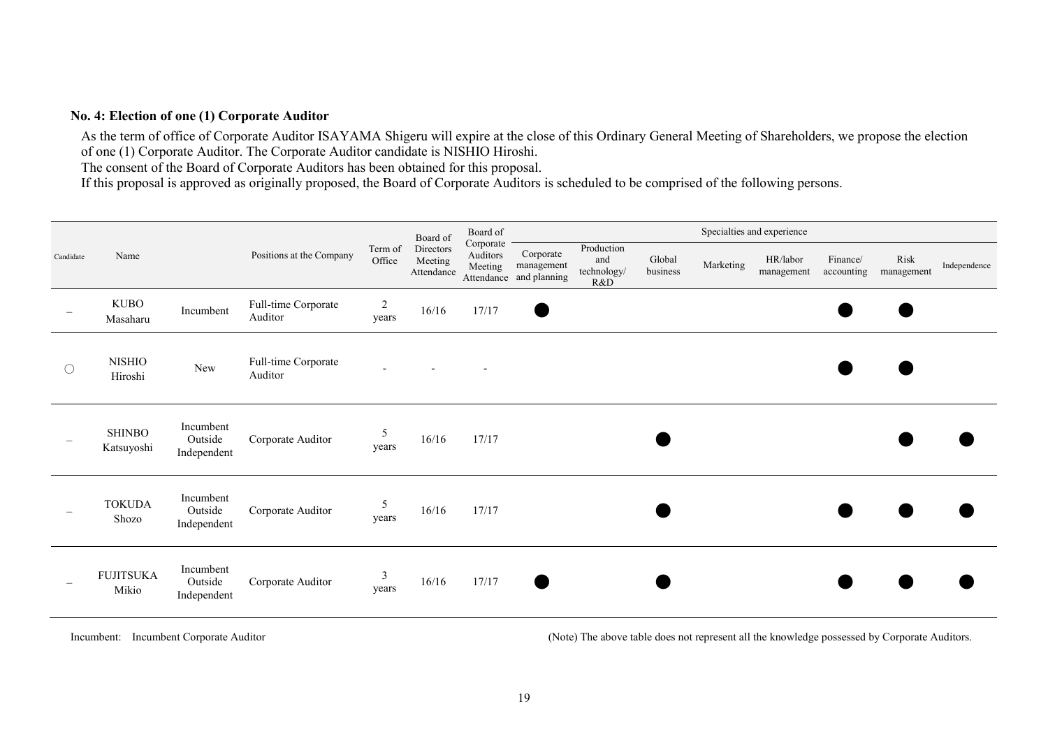### No. 4: Election of one (1) Corporate Auditor

As the term of office of Corporate Auditor ISAYAMA Shigeru will expire at the close of this Ordinary General Meeting of Shareholders, we propose the election of one (1) Corporate Auditor. The Corporate Auditor candidate is NISHIO Hiroshi.

The consent of the Board of Corporate Auditors has been obtained for this proposal.

If this proposal is approved as originally proposed, the Board of Corporate Auditors is scheduled to be comprised of the following persons.

| Candidate | Name | | Positions at the Company | Term of Office | Board of Directors Meeting Attendance | Board of Corporate Auditors Meeting Attendance | Specialties and experience | | | | | | | |
|---|---|---|---|---|---|---|---|---|---|---|---|---|---|---|
| | | | | | | | Corporate management and planning | Production and technology/ R&D | Global business | Marketing | HR/labor management | Finance/ accounting | Risk management | Independence |
| – | KUBO Masaharu | Incumbent | Full-time Corporate Auditor | 2 years | 16/16 | 17/17 | ● | | | | | ● | ● | |
| ○ | NISHIO Hiroshi | New | Full-time Corporate Auditor | - | - | - | | | | | | ● | ● | |
| – | SHINBO Katsuyoshi | Incumbent Outside Independent | Corporate Auditor | 5 years | 16/16 | 17/17 | | | ● | | | | ● | ● |
| – | TOKUDA Shozo | Incumbent Outside Independent | Corporate Auditor | 5 years | 16/16 | 17/17 | | | ● | | | ● | ● | ● |
| – | FUJITSUKA Mikio | Incumbent Outside Independent | Corporate Auditor | 3 years | 16/16 | 17/17 | ● | | ● | | | ● | ● | ● |

Incumbent: Incumbent Corporate Auditor

(Note) The above table does not represent all the knowledge possessed by Corporate Auditors.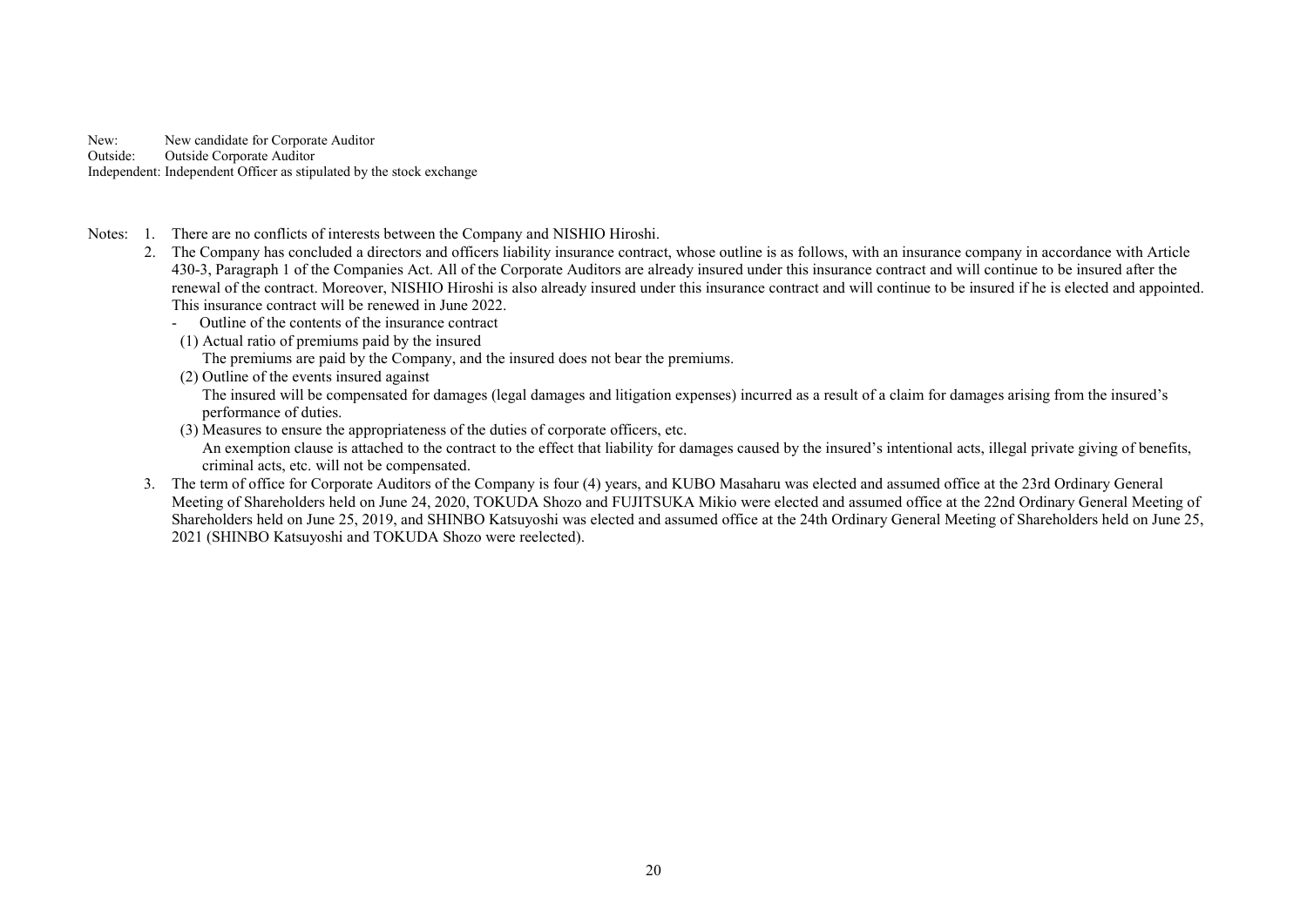New: New candidate for Corporate Auditor
Outside: Outside Corporate Auditor
Independent: Independent Officer as stipulated by the stock exchange

Notes:

1. There are no conflicts of interests between the Company and NISHIO Hiroshi.
2. The Company has concluded a directors and officers liability insurance contract, whose outline is as follows, with an insurance company in accordance with Article 430-3, Paragraph 1 of the Companies Act. All of the Corporate Auditors are already insured under this insurance contract and will continue to be insured after the renewal of the contract. Moreover, NISHIO Hiroshi is also already insured under this insurance contract and will continue to be insured if he is elected and appointed. This insurance contract will be renewed in June 2022.
   - Outline of the contents of the insurance contract

   (1) Actual ratio of premiums paid by the insured
   The premiums are paid by the Company, and the insured does not bear the premiums.

   (2) Outline of the events insured against
   The insured will be compensated for damages (legal damages and litigation expenses) incurred as a result of a claim for damages arising from the insured's performance of duties.

   (3) Measures to ensure the appropriateness of the duties of corporate officers, etc.
   An exemption clause is attached to the contract to the effect that liability for damages caused by the insured's intentional acts, illegal private giving of benefits, criminal acts, etc. will not be compensated.
3. The term of office for Corporate Auditors of the Company is four (4) years, and KUBO Masaharu was elected and assumed office at the 23rd Ordinary General Meeting of Shareholders held on June 24, 2020, TOKUDA Shozo and FUJITSUKA Mikio were elected and assumed office at the 22nd Ordinary General Meeting of Shareholders held on June 25, 2019, and SHINBO Katsuyoshi was elected and assumed office at the 24th Ordinary General Meeting of Shareholders held on June 25, 2021 (SHINBO Katsuyoshi and TOKUDA Shozo were reelected).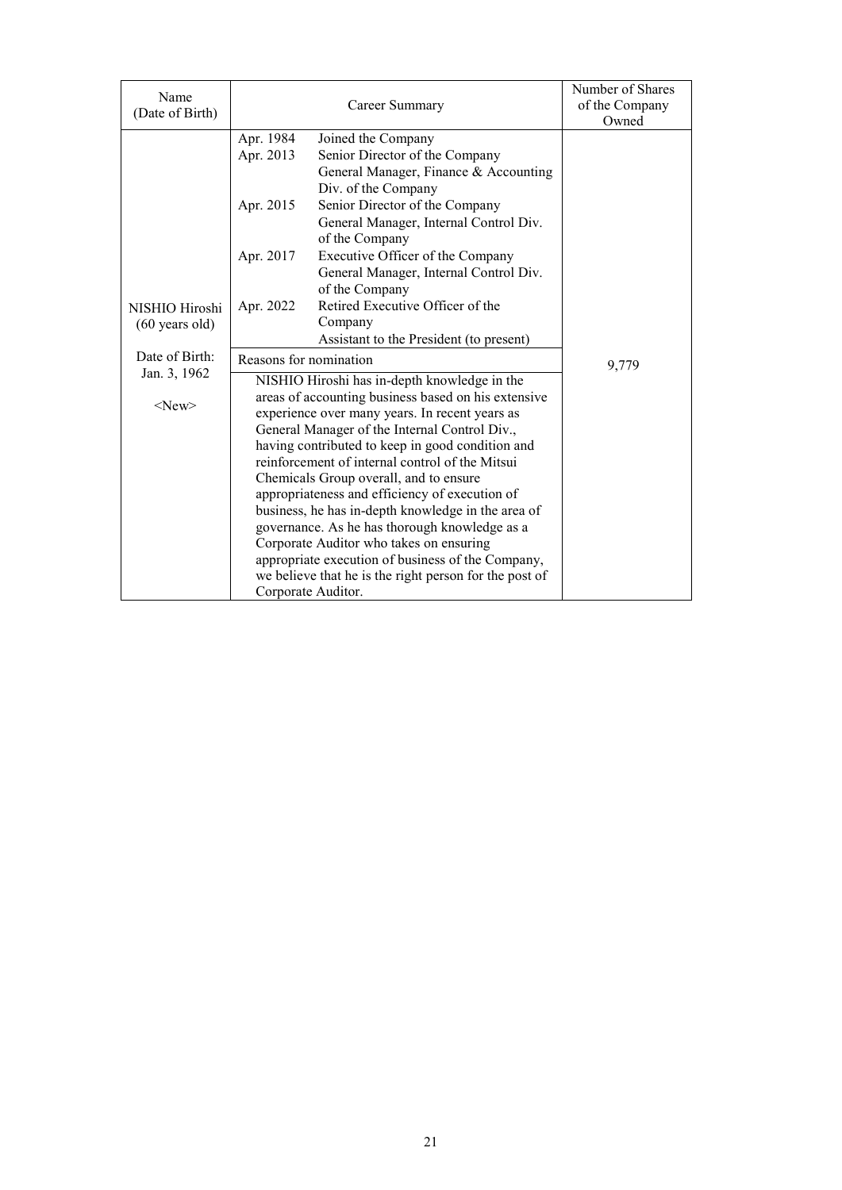| Name (Date of Birth) | Career Summary | | Number of Shares of the Company Owned |
|---|---|---|---|
| NISHIO Hiroshi (60 years old)<br><br>Date of Birth: Jan. 3, 1962<br><br><New> | Apr. 1984 | Joined the Company | 9,779 |
| | Apr. 2013 | Senior Director of the Company<br>General Manager, Finance & Accounting Div. of the Company | |
| | Apr. 2015 | Senior Director of the Company<br>General Manager, Internal Control Div. of the Company | |
| | Apr. 2017 | Executive Officer of the Company<br>General Manager, Internal Control Div. of the Company | |
| | Apr. 2022 | Retired Executive Officer of the Company<br>Assistant to the President (to present) | |
| | Reasons for nomination | | |
| | NISHIO Hiroshi has in-depth knowledge in the areas of accounting business based on his extensive experience over many years. In recent years as General Manager of the Internal Control Div., having contributed to keep in good condition and reinforcement of internal control of the Mitsui Chemicals Group overall, and to ensure appropriateness and efficiency of execution of business, he has in-depth knowledge in the area of governance. As he has thorough knowledge as a Corporate Auditor who takes on ensuring appropriate execution of business of the Company, we believe that he is the right person for the post of Corporate Auditor. | | |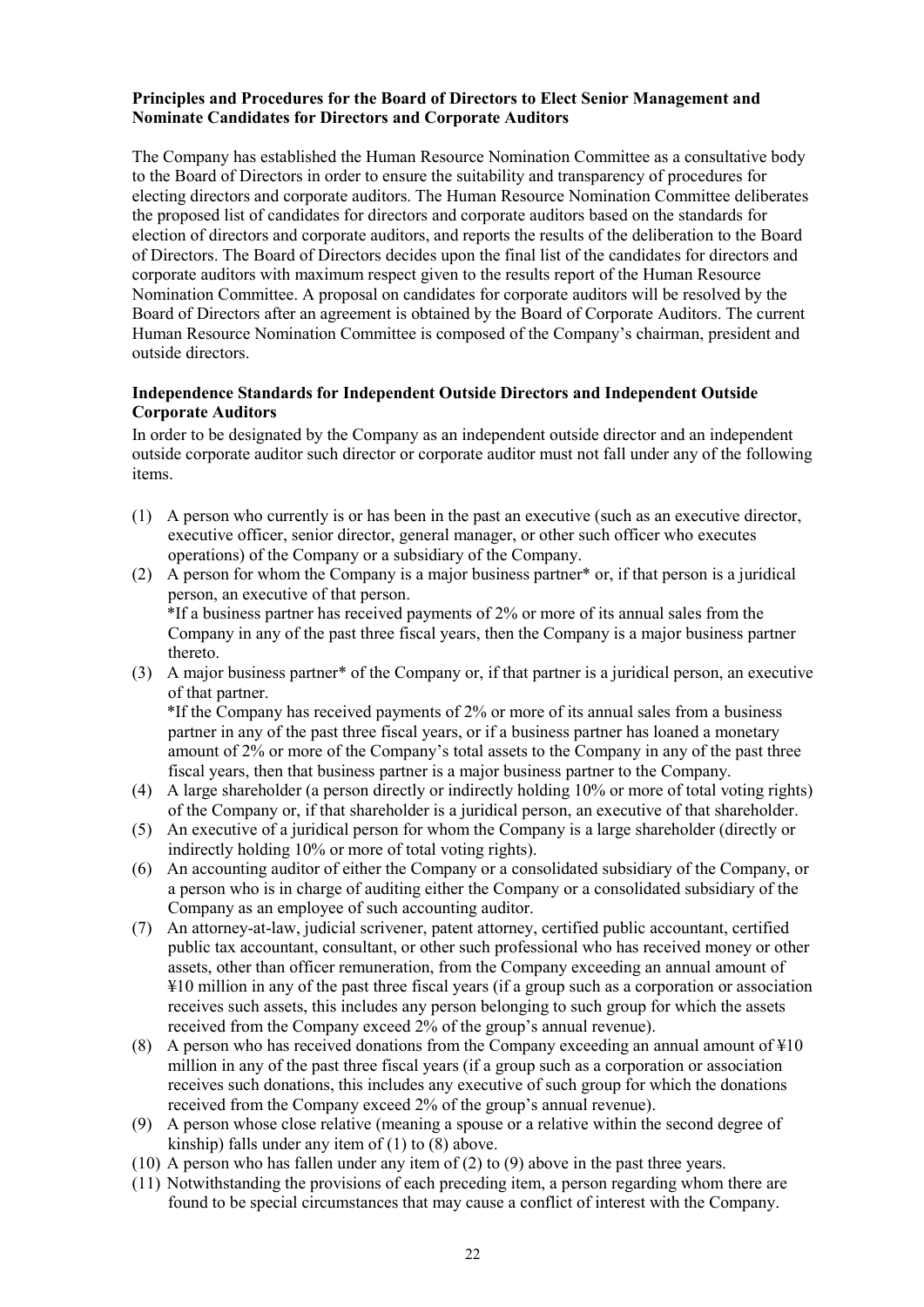**Principles and Procedures for the Board of Directors to Elect Senior Management and Nominate Candidates for Directors and Corporate Auditors**

The Company has established the Human Resource Nomination Committee as a consultative body to the Board of Directors in order to ensure the suitability and transparency of procedures for electing directors and corporate auditors. The Human Resource Nomination Committee deliberates the proposed list of candidates for directors and corporate auditors based on the standards for election of directors and corporate auditors, and reports the results of the deliberation to the Board of Directors. The Board of Directors decides upon the final list of the candidates for directors and corporate auditors with maximum respect given to the results report of the Human Resource Nomination Committee. A proposal on candidates for corporate auditors will be resolved by the Board of Directors after an agreement is obtained by the Board of Corporate Auditors. The current Human Resource Nomination Committee is composed of the Company's chairman, president and outside directors.

**Independence Standards for Independent Outside Directors and Independent Outside Corporate Auditors**

In order to be designated by the Company as an independent outside director and an independent outside corporate auditor such director or corporate auditor must not fall under any of the following items.

(1) A person who currently is or has been in the past an executive (such as an executive director, executive officer, senior director, general manager, or other such officer who executes operations) of the Company or a subsidiary of the Company.

(2) A person for whom the Company is a major business partner* or, if that person is a juridical person, an executive of that person.
*If a business partner has received payments of 2% or more of its annual sales from the Company in any of the past three fiscal years, then the Company is a major business partner thereto.

(3) A major business partner* of the Company or, if that partner is a juridical person, an executive of that partner.
*If the Company has received payments of 2% or more of its annual sales from a business partner in any of the past three fiscal years, or if a business partner has loaned a monetary amount of 2% or more of the Company's total assets to the Company in any of the past three fiscal years, then that business partner is a major business partner to the Company.

(4) A large shareholder (a person directly or indirectly holding 10% or more of total voting rights) of the Company or, if that shareholder is a juridical person, an executive of that shareholder.

(5) An executive of a juridical person for whom the Company is a large shareholder (directly or indirectly holding 10% or more of total voting rights).

(6) An accounting auditor of either the Company or a consolidated subsidiary of the Company, or a person who is in charge of auditing either the Company or a consolidated subsidiary of the Company as an employee of such accounting auditor.

(7) An attorney-at-law, judicial scrivener, patent attorney, certified public accountant, certified public tax accountant, consultant, or other such professional who has received money or other assets, other than officer remuneration, from the Company exceeding an annual amount of ¥10 million in any of the past three fiscal years (if a group such as a corporation or association receives such assets, this includes any person belonging to such group for which the assets received from the Company exceed 2% of the group's annual revenue).

(8) A person who has received donations from the Company exceeding an annual amount of ¥10 million in any of the past three fiscal years (if a group such as a corporation or association receives such donations, this includes any executive of such group for which the donations received from the Company exceed 2% of the group's annual revenue).

(9) A person whose close relative (meaning a spouse or a relative within the second degree of kinship) falls under any item of (1) to (8) above.

(10) A person who has fallen under any item of (2) to (9) above in the past three years.

(11) Notwithstanding the provisions of each preceding item, a person regarding whom there are found to be special circumstances that may cause a conflict of interest with the Company.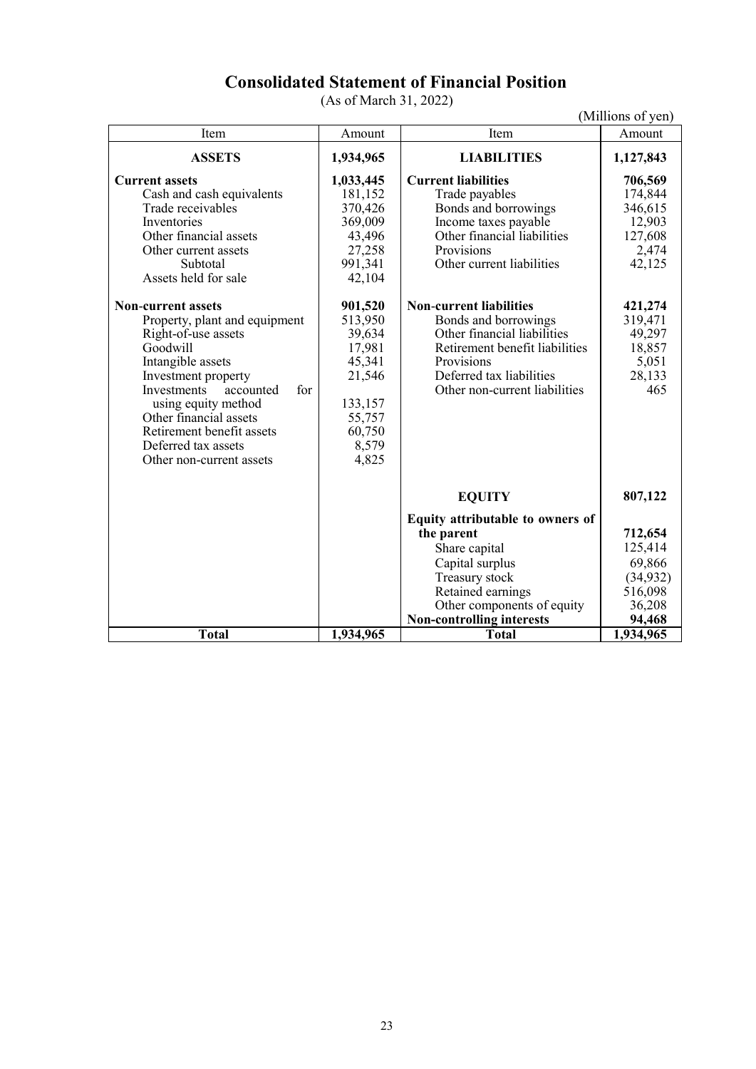# Consolidated Statement of Financial Position

(As of March 31, 2022)

(Millions of yen)

| Item | Amount | Item | Amount |
|---|---|---|---|
| **ASSETS** | **1,934,965** | **LIABILITIES** | **1,127,843** |
| **Current assets** | **1,033,445** | **Current liabilities** | **706,569** |
| Cash and cash equivalents | 181,152 | Trade payables | 174,844 |
| Trade receivables | 370,426 | Bonds and borrowings | 346,615 |
| Inventories | 369,009 | Income taxes payable | 12,903 |
| Other financial assets | 43,496 | Other financial liabilities | 127,608 |
| Other current assets | 27,258 | Provisions | 2,474 |
| Subtotal | 991,341 | Other current liabilities | 42,125 |
| Assets held for sale | 42,104 | | |
| **Non-current assets** | **901,520** | **Non-current liabilities** | **421,274** |
| Property, plant and equipment | 513,950 | Bonds and borrowings | 319,471 |
| Right-of-use assets | 39,634 | Other financial liabilities | 49,297 |
| Goodwill | 17,981 | Retirement benefit liabilities | 18,857 |
| Intangible assets | 45,341 | Provisions | 5,051 |
| Investment property | 21,546 | Deferred tax liabilities | 28,133 |
| Investments accounted for using equity method | 133,157 | Other non-current liabilities | 465 |
| Other financial assets | 55,757 | | |
| Retirement benefit assets | 60,750 | | |
| Deferred tax assets | 8,579 | | |
| Other non-current assets | 4,825 | | |
| | | **EQUITY** | **807,122** |
| | | **Equity attributable to owners of the parent** | **712,654** |
| | | Share capital | 125,414 |
| | | Capital surplus | 69,866 |
| | | Treasury stock | (34,932) |
| | | Retained earnings | 516,098 |
| | | Other components of equity | 36,208 |
| | | **Non-controlling interests** | **94,468** |
| **Total** | **1,934,965** | **Total** | **1,934,965** |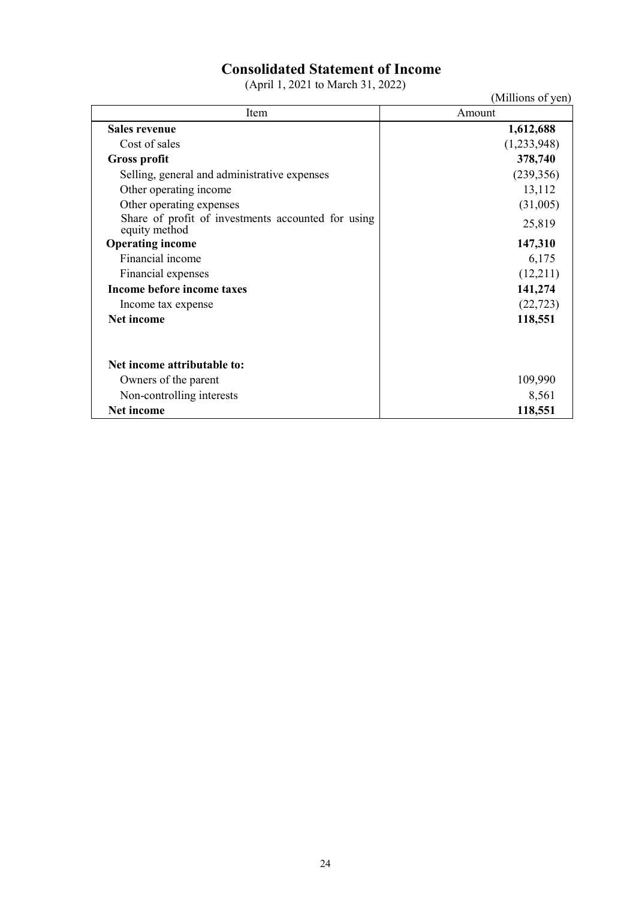# Consolidated Statement of Income

(April 1, 2021 to March 31, 2022)

(Millions of yen)

| Item | Amount |
| --- | --- |
| **Sales revenue** | **1,612,688** |
| Cost of sales | (1,233,948) |
| **Gross profit** | **378,740** |
| Selling, general and administrative expenses | (239,356) |
| Other operating income | 13,112 |
| Other operating expenses | (31,005) |
| Share of profit of investments accounted for using equity method | 25,819 |
| **Operating income** | **147,310** |
| Financial income | 6,175 |
| Financial expenses | (12,211) |
| **Income before income taxes** | **141,274** |
| Income tax expense | (22,723) |
| **Net income** | **118,551** |
| | |
| **Net income attributable to:** | |
| Owners of the parent | 109,990 |
| Non-controlling interests | 8,561 |
| **Net income** | **118,551** |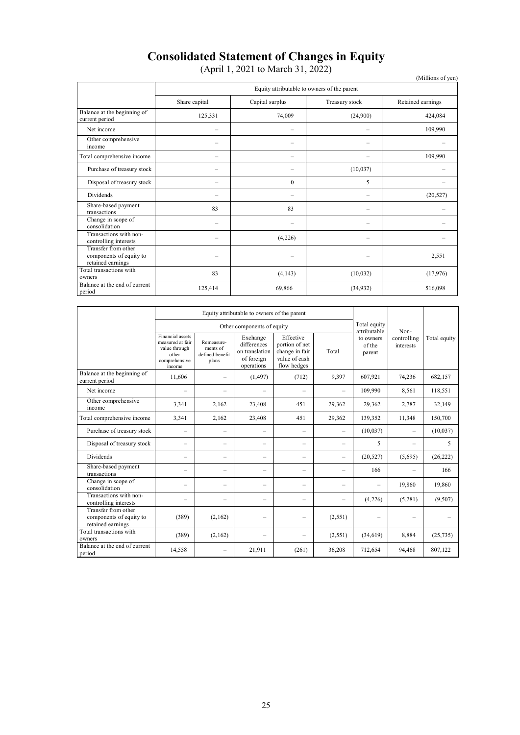# Consolidated Statement of Changes in Equity

(April 1, 2021 to March 31, 2022)

(Millions of yen)

| | Equity attributable to owners of the parent | | | |
|---|---|---|---|---|
| | Share capital | Capital surplus | Treasury stock | Retained earnings |
| Balance at the beginning of current period | 125,331 | 74,009 | (24,900) | 424,084 |
| Net income | – | – | – | 109,990 |
| Other comprehensive income | – | – | – | – |
| Total comprehensive income | – | – | – | 109,990 |
| Purchase of treasury stock | – | – | (10,037) | – |
| Disposal of treasury stock | – | 0 | 5 | – |
| Dividends | – | – | – | (20,527) |
| Share-based payment transactions | 83 | 83 | – | – |
| Change in scope of consolidation | – | – | – | – |
| Transactions with non-controlling interests | – | (4,226) | – | – |
| Transfer from other components of equity to retained earnings | – | – | – | 2,551 |
| Total transactions with owners | 83 | (4,143) | (10,032) | (17,976) |
| Balance at the end of current period | 125,414 | 69,866 | (34,932) | 516,098 |

| | Equity attributable to owners of the parent | | | | | | Non-controlling interests | Total equity |
|---|---|---|---|---|---|---|---|---|
| | Other components of equity | | | | | Total equity attributable to owners of the parent | | |
| | Financial assets measured at fair value through other comprehensive income | Remeasurements of defined benefit plans | Exchange differences on translation of foreign operations | Effective portion of net change in fair value of cash flow hedges | Total | | | |
| Balance at the beginning of current period | 11,606 | – | (1,497) | (712) | 9,397 | 607,921 | 74,236 | 682,157 |
| Net income | – | – | – | – | – | 109,990 | 8,561 | 118,551 |
| Other comprehensive income | 3,341 | 2,162 | 23,408 | 451 | 29,362 | 29,362 | 2,787 | 32,149 |
| Total comprehensive income | 3,341 | 2,162 | 23,408 | 451 | 29,362 | 139,352 | 11,348 | 150,700 |
| Purchase of treasury stock | – | – | – | – | – | (10,037) | – | (10,037) |
| Disposal of treasury stock | – | – | – | – | – | 5 | – | 5 |
| Dividends | – | – | – | – | – | (20,527) | (5,695) | (26,222) |
| Share-based payment transactions | – | – | – | – | – | 166 | – | 166 |
| Change in scope of consolidation | – | – | – | – | – | – | 19,860 | 19,860 |
| Transactions with non-controlling interests | – | – | – | – | – | (4,226) | (5,281) | (9,507) |
| Transfer from other components of equity to retained earnings | (389) | (2,162) | – | – | (2,551) | – | – | – |
| Total transactions with owners | (389) | (2,162) | – | – | (2,551) | (34,619) | 8,884 | (25,735) |
| Balance at the end of current period | 14,558 | – | 21,911 | (261) | 36,208 | 712,654 | 94,468 | 807,122 |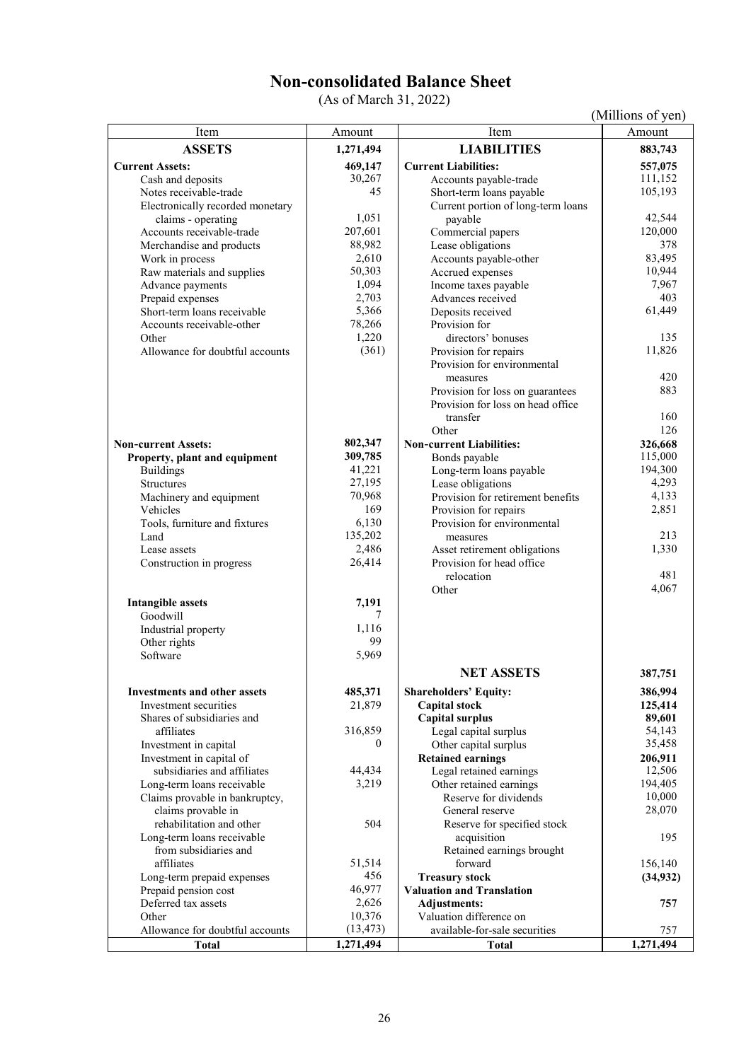# Non-consolidated Balance Sheet

(As of March 31, 2022)

(Millions of yen)

| Item | Amount | Item | Amount |
|---|---|---|---|
| **ASSETS** | **1,271,494** | **LIABILITIES** | **883,743** |
| **Current Assets:** | **469,147** | **Current Liabilities:** | **557,075** |
| Cash and deposits | 30,267 | Accounts payable-trade | 111,152 |
| Notes receivable-trade | 45 | Short-term loans payable | 105,193 |
| Electronically recorded monetary claims - operating | 1,051 | Current portion of long-term loans payable | 42,544 |
| Accounts receivable-trade | 207,601 | Commercial papers | 120,000 |
| Merchandise and products | 88,982 | Lease obligations | 378 |
| Work in process | 2,610 | Accounts payable-other | 83,495 |
| Raw materials and supplies | 50,303 | Accrued expenses | 10,944 |
| Advance payments | 1,094 | Income taxes payable | 7,967 |
| Prepaid expenses | 2,703 | Advances received | 403 |
| Short-term loans receivable | 5,366 | Deposits received | 61,449 |
| Accounts receivable-other | 78,266 | Provision for directors' bonuses | 135 |
| Other | 1,220 | Provision for repairs | 11,826 |
| Allowance for doubtful accounts | (361) | Provision for environmental measures | 420 |
| | | Provision for loss on guarantees | 883 |
| | | Provision for loss on head office transfer | 160 |
| | | Other | 126 |
| **Non-current Assets:** | **802,347** | **Non-current Liabilities:** | **326,668** |
| **Property, plant and equipment** | **309,785** | Bonds payable | 115,000 |
| Buildings | 41,221 | Long-term loans payable | 194,300 |
| Structures | 27,195 | Lease obligations | 4,293 |
| Machinery and equipment | 70,968 | Provision for retirement benefits | 4,133 |
| Vehicles | 169 | Provision for repairs | 2,851 |
| Tools, furniture and fixtures | 6,130 | Provision for environmental measures | 213 |
| Land | 135,202 | Asset retirement obligations | 1,330 |
| Lease assets | 2,486 | Provision for head office relocation | 481 |
| Construction in progress | 26,414 | Other | 4,067 |
| **Intangible assets** | **7,191** | | |
| Goodwill | 7 | | |
| Industrial property | 1,116 | | |
| Other rights | 99 | | |
| Software | 5,969 | | |
| | | **NET ASSETS** | **387,751** |
| **Investments and other assets** | **485,371** | **Shareholders' Equity:** | **386,994** |
| Investment securities | 21,879 | **Capital stock** | **125,414** |
| Shares of subsidiaries and affiliates | 316,859 | **Capital surplus** | **89,601** |
| Investment in capital | 0 | Legal capital surplus | 54,143 |
| Investment in capital of subsidiaries and affiliates | 44,434 | Other capital surplus | 35,458 |
| Long-term loans receivable | 3,219 | **Retained earnings** | **206,911** |
| Claims provable in bankruptcy, claims provable in rehabilitation and other | 504 | Legal retained earnings | 12,506 |
| Long-term loans receivable from subsidiaries and affiliates | 51,514 | Other retained earnings | 194,405 |
| Long-term prepaid expenses | 456 | Reserve for dividends | 10,000 |
| Prepaid pension cost | 46,977 | General reserve | 28,070 |
| Deferred tax assets | 2,626 | Reserve for specified stock acquisition | 195 |
| Other | 10,376 | Retained earnings brought forward | 156,140 |
| Allowance for doubtful accounts | (13,473) | **Treasury stock** | **(34,932)** |
| | | **Valuation and Translation Adjustments:** | **757** |
| | | Valuation difference on available-for-sale securities | 757 |
| **Total** | **1,271,494** | **Total** | **1,271,494** |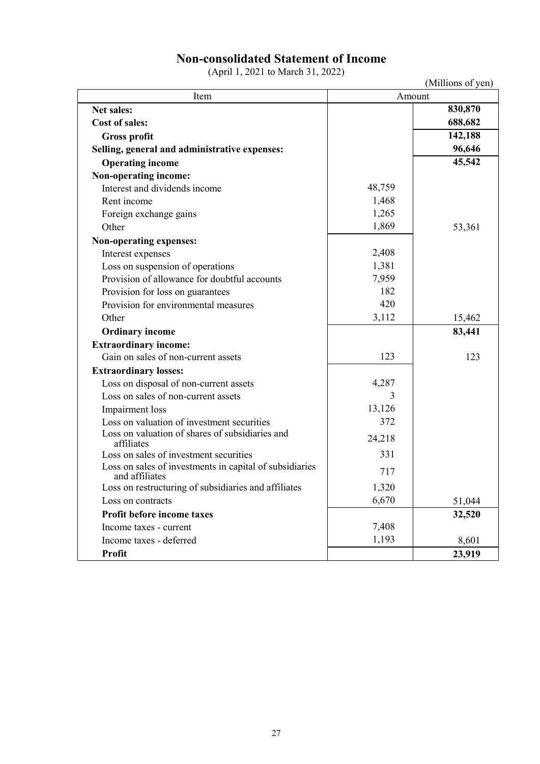# Non-consolidated Statement of Income

(April 1, 2021 to March 31, 2022)

(Millions of yen)

| Item | Amount | |
|---|---|---|
| **Net sales:** | | **830,870** |
| **Cost of sales:** | | **688,682** |
| **Gross profit** | | **142,188** |
| **Selling, general and administrative expenses:** | | **96,646** |
| **Operating income** | | **45,542** |
| **Non-operating income:** | | |
| Interest and dividends income | 48,759 | |
| Rent income | 1,468 | |
| Foreign exchange gains | 1,265 | |
| Other | 1,869 | 53,361 |
| **Non-operating expenses:** | | |
| Interest expenses | 2,408 | |
| Loss on suspension of operations | 1,381 | |
| Provision of allowance for doubtful accounts | 7,959 | |
| Provision for loss on guarantees | 182 | |
| Provision for environmental measures | 420 | |
| Other | 3,112 | 15,462 |
| **Ordinary income** | | **83,441** |
| **Extraordinary income:** | | |
| Gain on sales of non-current assets | 123 | 123 |
| **Extraordinary losses:** | | |
| Loss on disposal of non-current assets | 4,287 | |
| Loss on sales of non-current assets | 3 | |
| Impairment loss | 13,126 | |
| Loss on valuation of investment securities | 372 | |
| Loss on valuation of shares of subsidiaries and affiliates | 24,218 | |
| Loss on sales of investment securities | 331 | |
| Loss on sales of investments in capital of subsidiaries and affiliates | 717 | |
| Loss on restructuring of subsidiaries and affiliates | 1,320 | |
| Loss on contracts | 6,670 | 51,044 |
| **Profit before income taxes** | | **32,520** |
| Income taxes - current | 7,408 | |
| Income taxes - deferred | 1,193 | 8,601 |
| **Profit** | | **23,919** |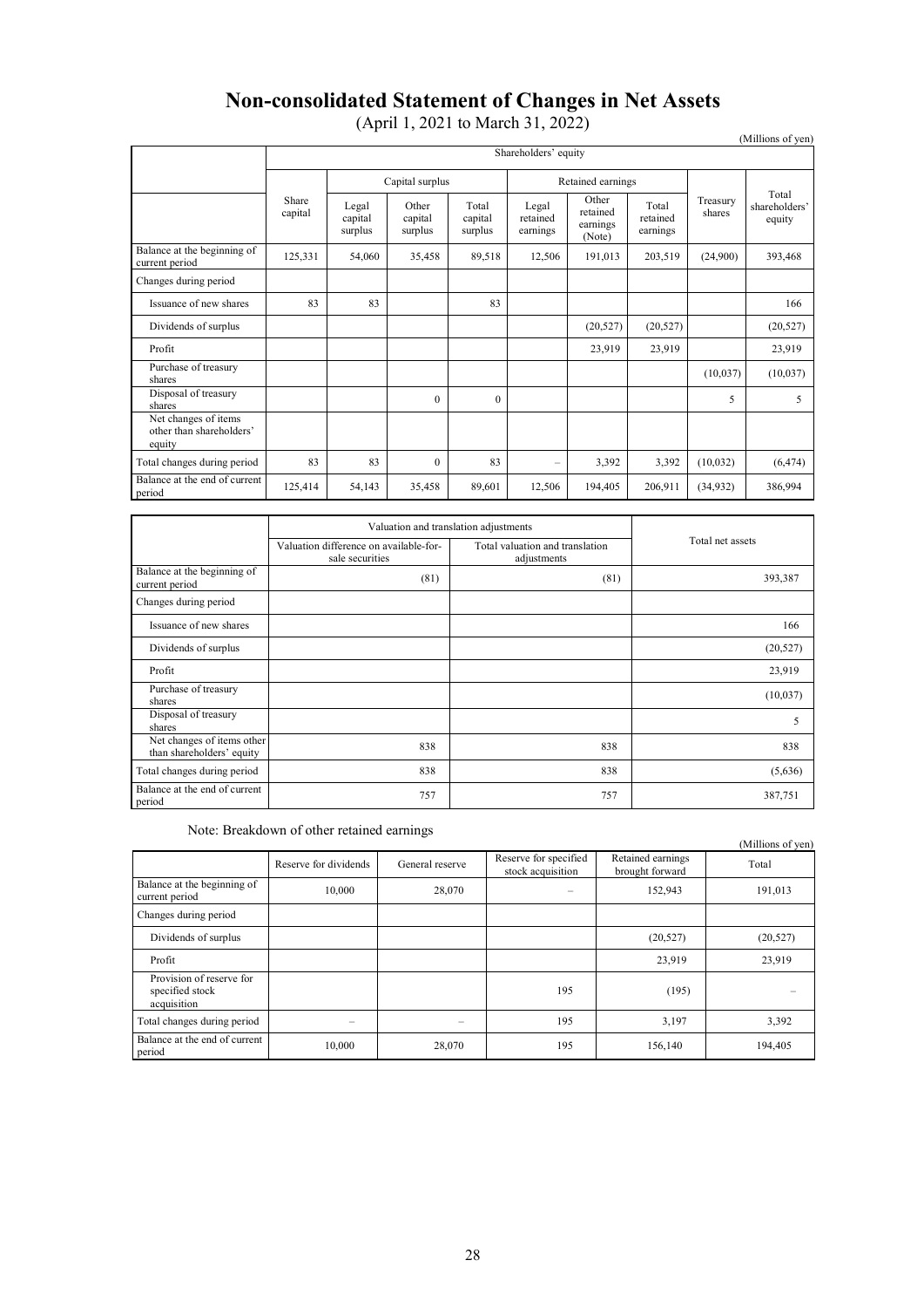# Non-consolidated Statement of Changes in Net Assets

(April 1, 2021 to March 31, 2022)

(Millions of yen)

| | Shareholders' equity | | | | | | | | |
|---|---|---|---|---|---|---|---|---|---|
| | | Capital surplus | | | Retained earnings | | | | |
| | Share capital | Legal capital surplus | Other capital surplus | Total capital surplus | Legal retained earnings | Other retained earnings (Note) | Total retained earnings | Treasury shares | Total shareholders' equity |
| Balance at the beginning of current period | 125,331 | 54,060 | 35,458 | 89,518 | 12,506 | 191,013 | 203,519 | (24,900) | 393,468 |
| Changes during period | | | | | | | | | |
| Issuance of new shares | 83 | 83 | | 83 | | | | | 166 |
| Dividends of surplus | | | | | | (20,527) | (20,527) | | (20,527) |
| Profit | | | | | | 23,919 | 23,919 | | 23,919 |
| Purchase of treasury shares | | | | | | | | (10,037) | (10,037) |
| Disposal of treasury shares | | | 0 | 0 | | | | 5 | 5 |
| Net changes of items other than shareholders' equity | | | | | | | | | |
| Total changes during period | 83 | 83 | 0 | 83 | – | 3,392 | 3,392 | (10,032) | (6,474) |
| Balance at the end of current period | 125,414 | 54,143 | 35,458 | 89,601 | 12,506 | 194,405 | 206,911 | (34,932) | 386,994 |

| | Valuation and translation adjustments | | Total net assets |
|---|---|---|---|
| | Valuation difference on available-for-sale securities | Total valuation and translation adjustments | |
| Balance at the beginning of current period | (81) | (81) | 393,387 |
| Changes during period | | | |
| Issuance of new shares | | | 166 |
| Dividends of surplus | | | (20,527) |
| Profit | | | 23,919 |
| Purchase of treasury shares | | | (10,037) |
| Disposal of treasury shares | | | 5 |
| Net changes of items other than shareholders' equity | 838 | 838 | 838 |
| Total changes during period | 838 | 838 | (5,636) |
| Balance at the end of current period | 757 | 757 | 387,751 |

Note: Breakdown of other retained earnings

(Millions of yen)

| | Reserve for dividends | General reserve | Reserve for specified stock acquisition | Retained earnings brought forward | Total |
|---|---|---|---|---|---|
| Balance at the beginning of current period | 10,000 | 28,070 | – | 152,943 | 191,013 |
| Changes during period | | | | | |
| Dividends of surplus | | | | (20,527) | (20,527) |
| Profit | | | | 23,919 | 23,919 |
| Provision of reserve for specified stock acquisition | | | 195 | (195) | – |
| Total changes during period | – | – | 195 | 3,197 | 3,392 |
| Balance at the end of current period | 10,000 | 28,070 | 195 | 156,140 | 194,405 |